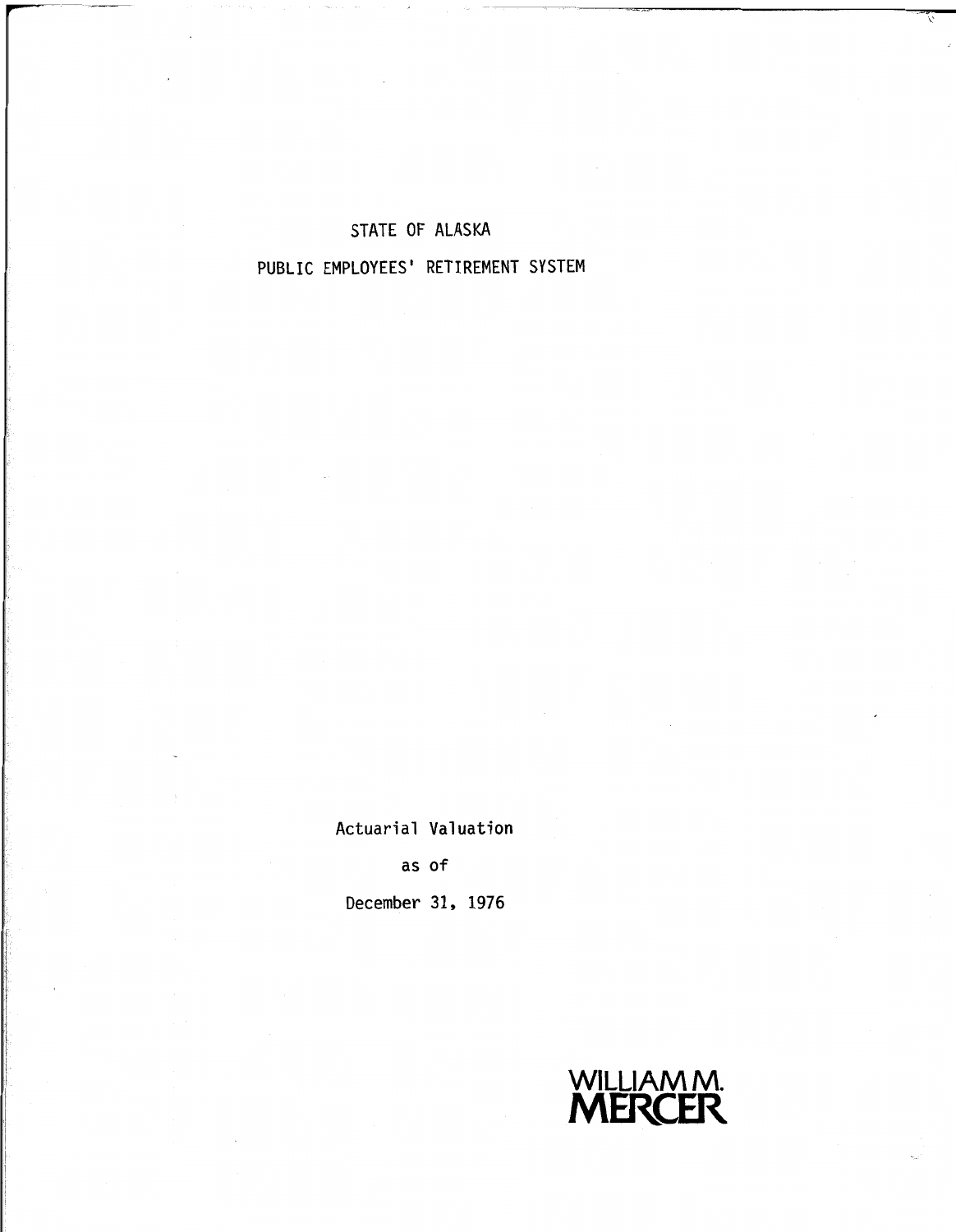# STATE OF ALASKA

## PUBLIC EMPLOYEES' RETIREMENT SYSTEM

Actuarial Valuation

as of

December 31, 1976

WILLIAM M.
MERCER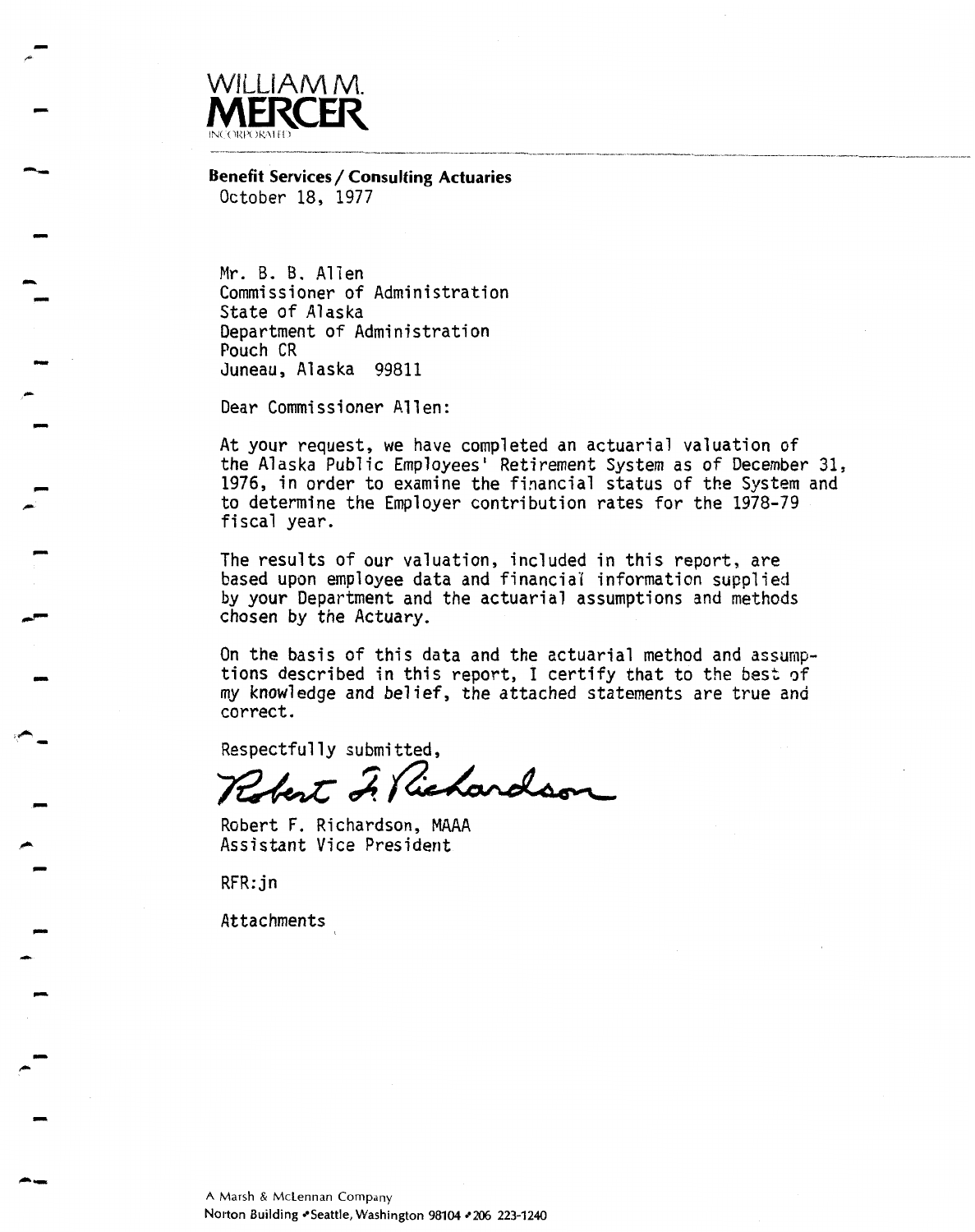WILLIAM M.
**MERCER**
INCORPORATED

**Benefit Services / Consulting Actuaries**

October 18, 1977

Mr. B. B. Allen
Commissioner of Administration
State of Alaska
Department of Administration
Pouch CR
Juneau, Alaska 99811

Dear Commissioner Allen:

At your request, we have completed an actuarial valuation of the Alaska Public Employees' Retirement System as of December 31, 1976, in order to examine the financial status of the System and to determine the Employer contribution rates for the 1978-79 fiscal year.

The results of our valuation, included in this report, are based upon employee data and financial information supplied by your Department and the actuarial assumptions and methods chosen by the Actuary.

On the basis of this data and the actuarial method and assumptions described in this report, I certify that to the best of my knowledge and belief, the attached statements are true and correct.

Respectfully submitted,

Robert F. Richardson

Robert F. Richardson, MAAA
Assistant Vice President

RFR:jn

Attachments

A Marsh & McLennan Company
Norton Building • Seattle, Washington 98104 • 206 223-1240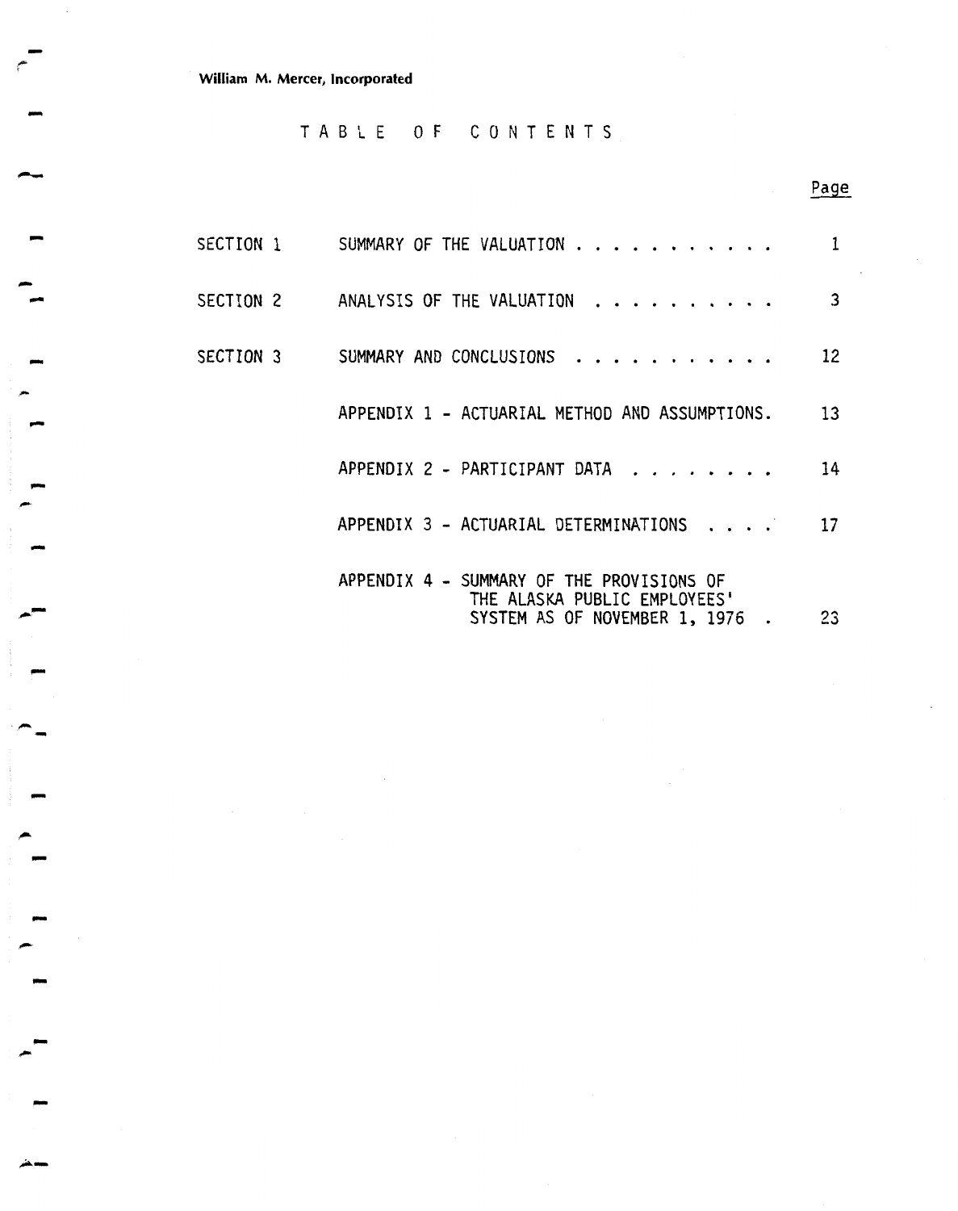William M. Mercer, Incorporated

# TABLE OF CONTENTS

| | | Page |
|---|---|---|
| SECTION 1 | SUMMARY OF THE VALUATION | 1 |
| SECTION 2 | ANALYSIS OF THE VALUATION | 3 |
| SECTION 3 | SUMMARY AND CONCLUSIONS | 12 |
| | APPENDIX 1 - ACTUARIAL METHOD AND ASSUMPTIONS. | 13 |
| | APPENDIX 2 - PARTICIPANT DATA | 14 |
| | APPENDIX 3 - ACTUARIAL DETERMINATIONS | 17 |
| | APPENDIX 4 - SUMMARY OF THE PROVISIONS OF THE ALASKA PUBLIC EMPLOYEES' SYSTEM AS OF NOVEMBER 1, 1976 | 23 |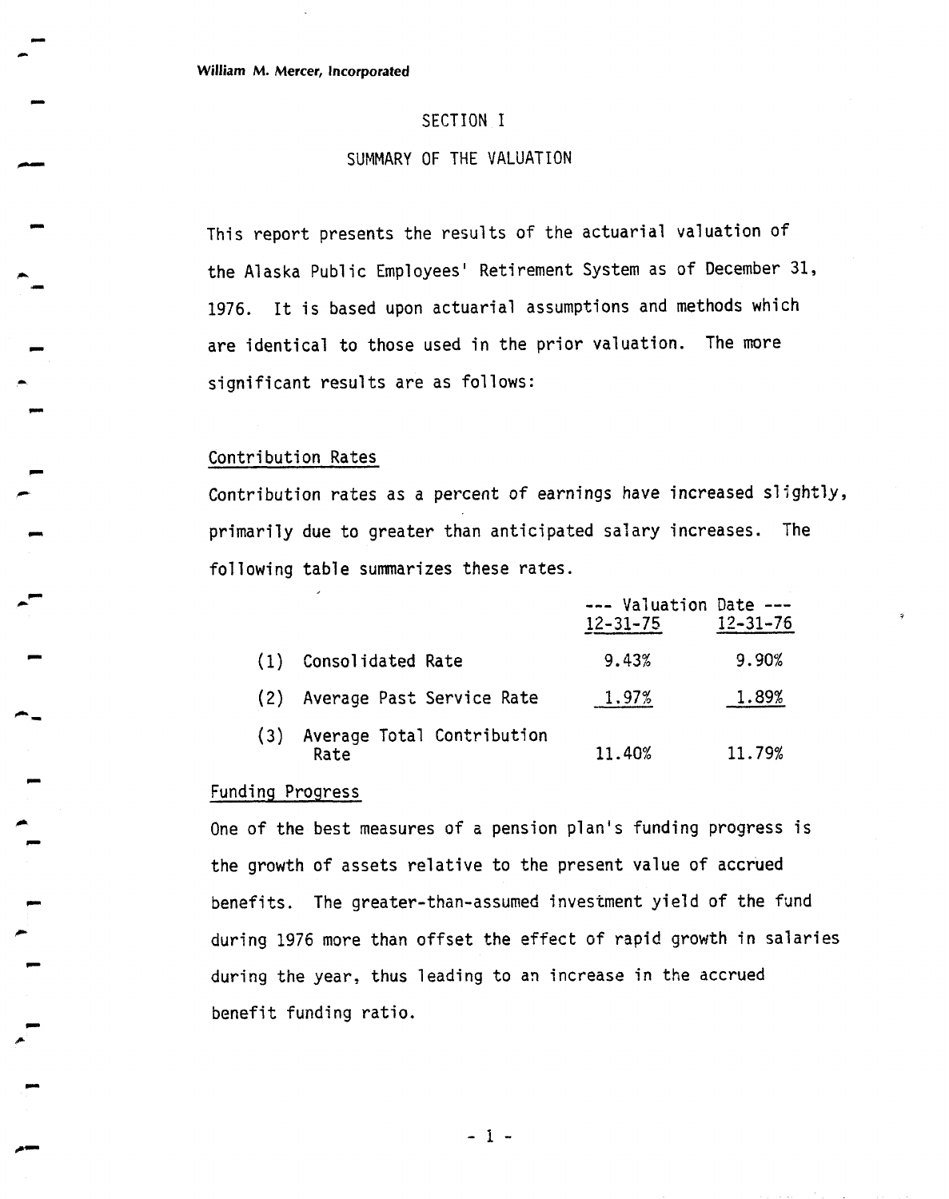William M. Mercer, Incorporated

# SECTION I

## SUMMARY OF THE VALUATION

This report presents the results of the actuarial valuation of the Alaska Public Employees' Retirement System as of December 31, 1976. It is based upon actuarial assumptions and methods which are identical to those used in the prior valuation. The more significant results are as follows:

### Contribution Rates

Contribution rates as a percent of earnings have increased slightly, primarily due to greater than anticipated salary increases. The following table summarizes these rates.

| | --- Valuation Date --- | |
|---|---|---|
| | 12-31-75 | 12-31-76 |
| (1) Consolidated Rate | 9.43% | 9.90% |
| (2) Average Past Service Rate | 1.97% | 1.89% |
| (3) Average Total Contribution Rate | 11.40% | 11.79% |

### Funding Progress

One of the best measures of a pension plan's funding progress is the growth of assets relative to the present value of accrued benefits. The greater-than-assumed investment yield of the fund during 1976 more than offset the effect of rapid growth in salaries during the year, thus leading to an increase in the accrued benefit funding ratio.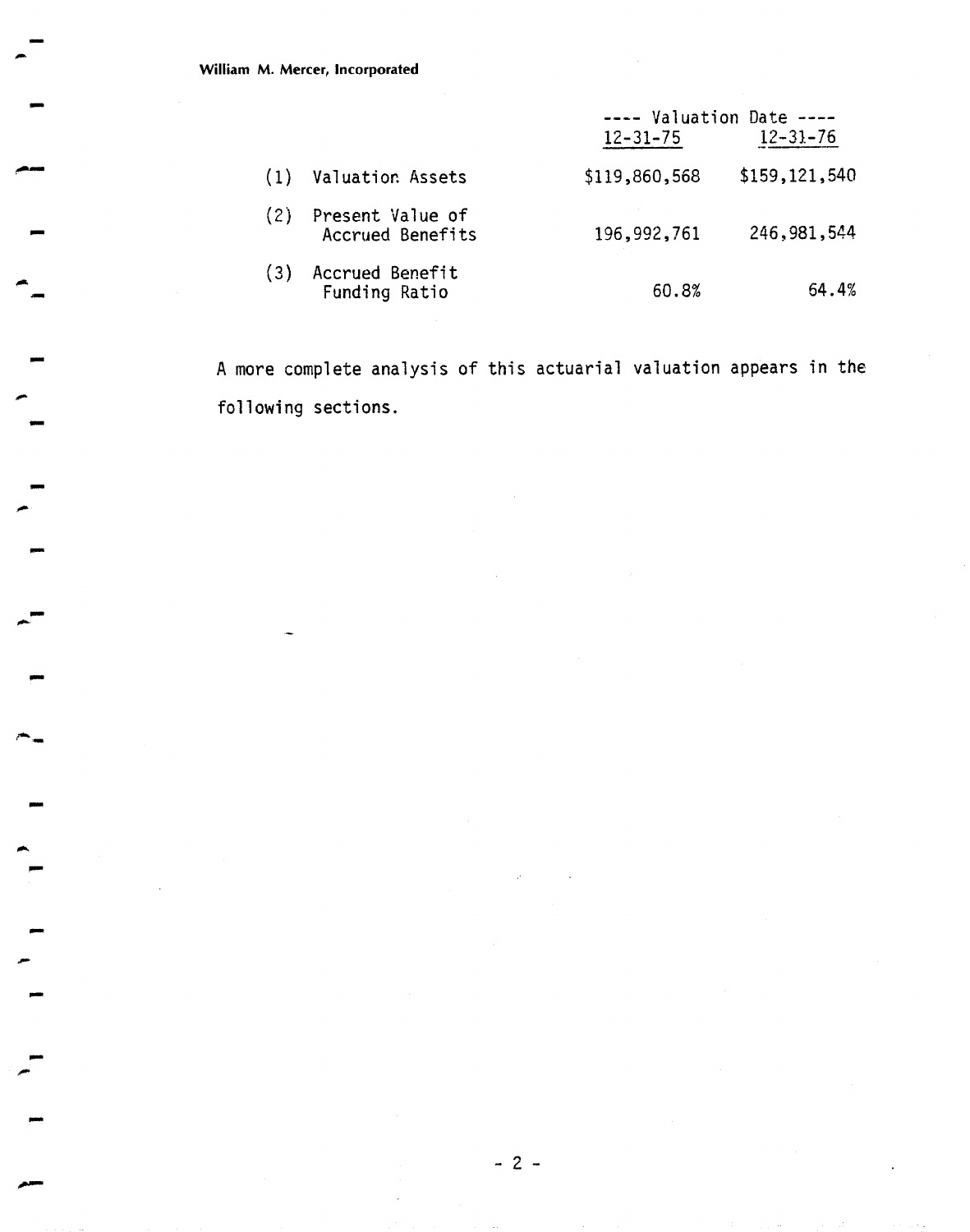| | ---- Valuation Date ---- | |
|---|---|---|
| | 12-31-75 | 12-31-76 |
| (1) Valuation Assets | $119,860,568 | $159,121,540 |
| (2) Present Value of Accrued Benefits | 196,992,761 | 246,981,544 |
| (3) Accrued Benefit Funding Ratio | 60.8% | 64.4% |

A more complete analysis of this actuarial valuation appears in the following sections.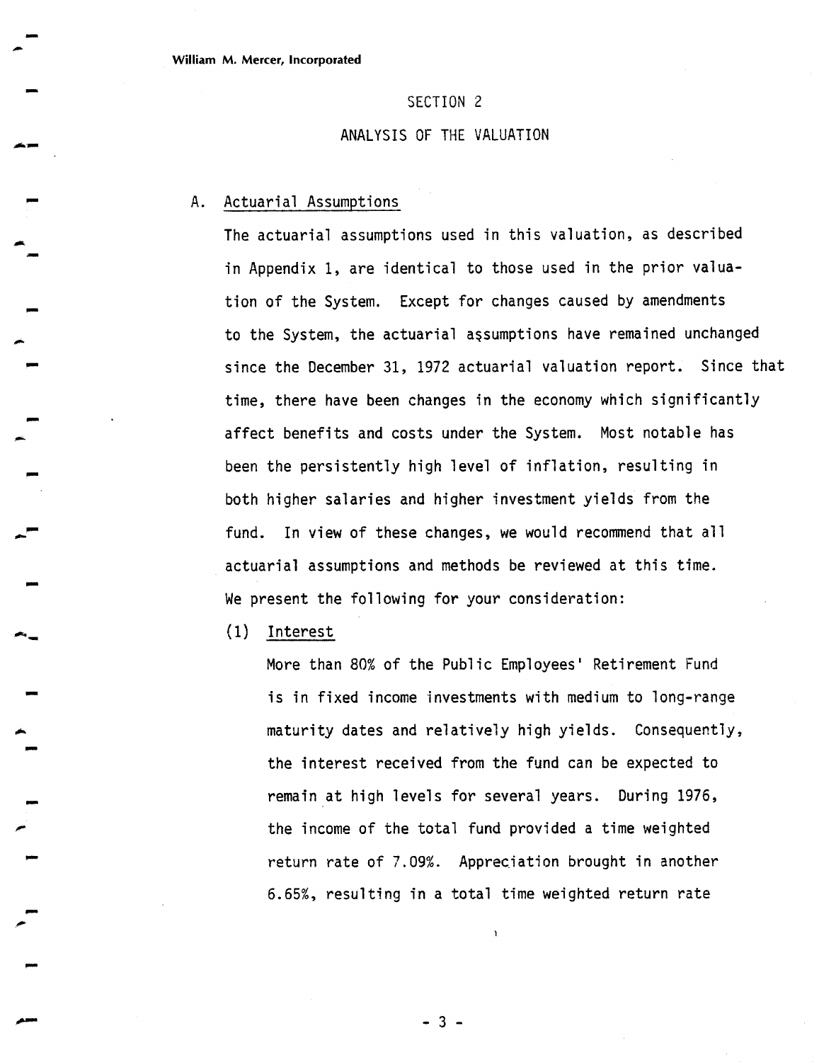## SECTION 2

## ANALYSIS OF THE VALUATION

A. Actuarial Assumptions

The actuarial assumptions used in this valuation, as described in Appendix 1, are identical to those used in the prior valuation of the System. Except for changes caused by amendments to the System, the actuarial assumptions have remained unchanged since the December 31, 1972 actuarial valuation report. Since that time, there have been changes in the economy which significantly affect benefits and costs under the System. Most notable has been the persistently high level of inflation, resulting in both higher salaries and higher investment yields from the fund. In view of these changes, we would recommend that all actuarial assumptions and methods be reviewed at this time. We present the following for your consideration:

(1) Interest

More than 80% of the Public Employees' Retirement Fund is in fixed income investments with medium to long-range maturity dates and relatively high yields. Consequently, the interest received from the fund can be expected to remain at high levels for several years. During 1976, the income of the total fund provided a time weighted return rate of 7.09%. Appreciation brought in another 6.65%, resulting in a total time weighted return rate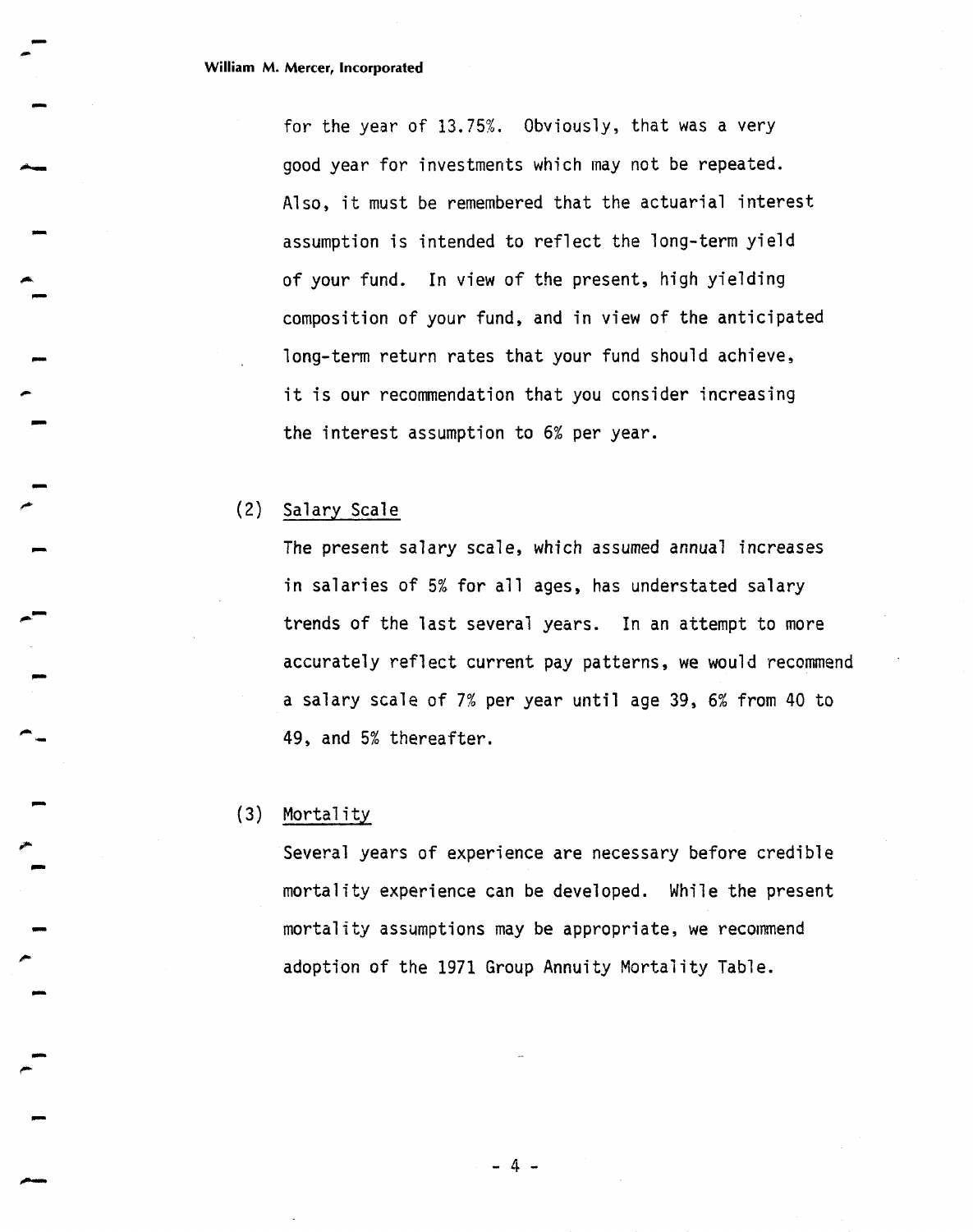for the year of 13.75%. Obviously, that was a very good year for investments which may not be repeated. Also, it must be remembered that the actuarial interest assumption is intended to reflect the long-term yield of your fund. In view of the present, high yielding composition of your fund, and in view of the anticipated long-term return rates that your fund should achieve, it is our recommendation that you consider increasing the interest assumption to 6% per year.

(2) <u>Salary Scale</u>

The present salary scale, which assumed annual increases in salaries of 5% for all ages, has understated salary trends of the last several years. In an attempt to more accurately reflect current pay patterns, we would recommend a salary scale of 7% per year until age 39, 6% from 40 to 49, and 5% thereafter.

(3) <u>Mortality</u>

Several years of experience are necessary before credible mortality experience can be developed. While the present mortality assumptions may be appropriate, we recommend adoption of the 1971 Group Annuity Mortality Table.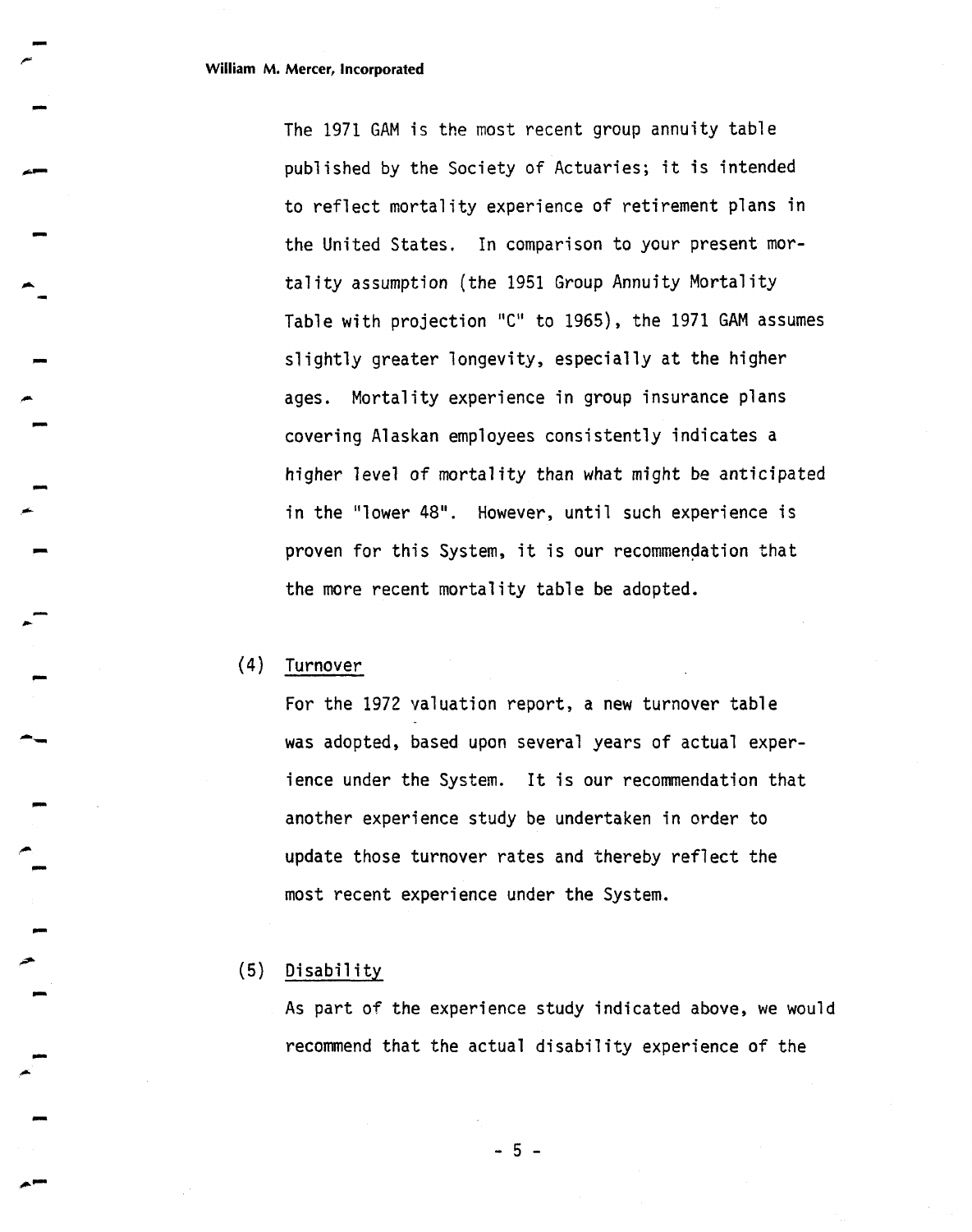The 1971 GAM is the most recent group annuity table published by the Society of Actuaries; it is intended to reflect mortality experience of retirement plans in the United States. In comparison to your present mortality assumption (the 1951 Group Annuity Mortality Table with projection "C" to 1965), the 1971 GAM assumes slightly greater longevity, especially at the higher ages. Mortality experience in group insurance plans covering Alaskan employees consistently indicates a higher level of mortality than what might be anticipated in the "lower 48". However, until such experience is proven for this System, it is our recommendation that the more recent mortality table be adopted.

(4) Turnover

For the 1972 valuation report, a new turnover table was adopted, based upon several years of actual experience under the System. It is our recommendation that another experience study be undertaken in order to update those turnover rates and thereby reflect the most recent experience under the System.

(5) Disability

As part of the experience study indicated above, we would recommend that the actual disability experience of the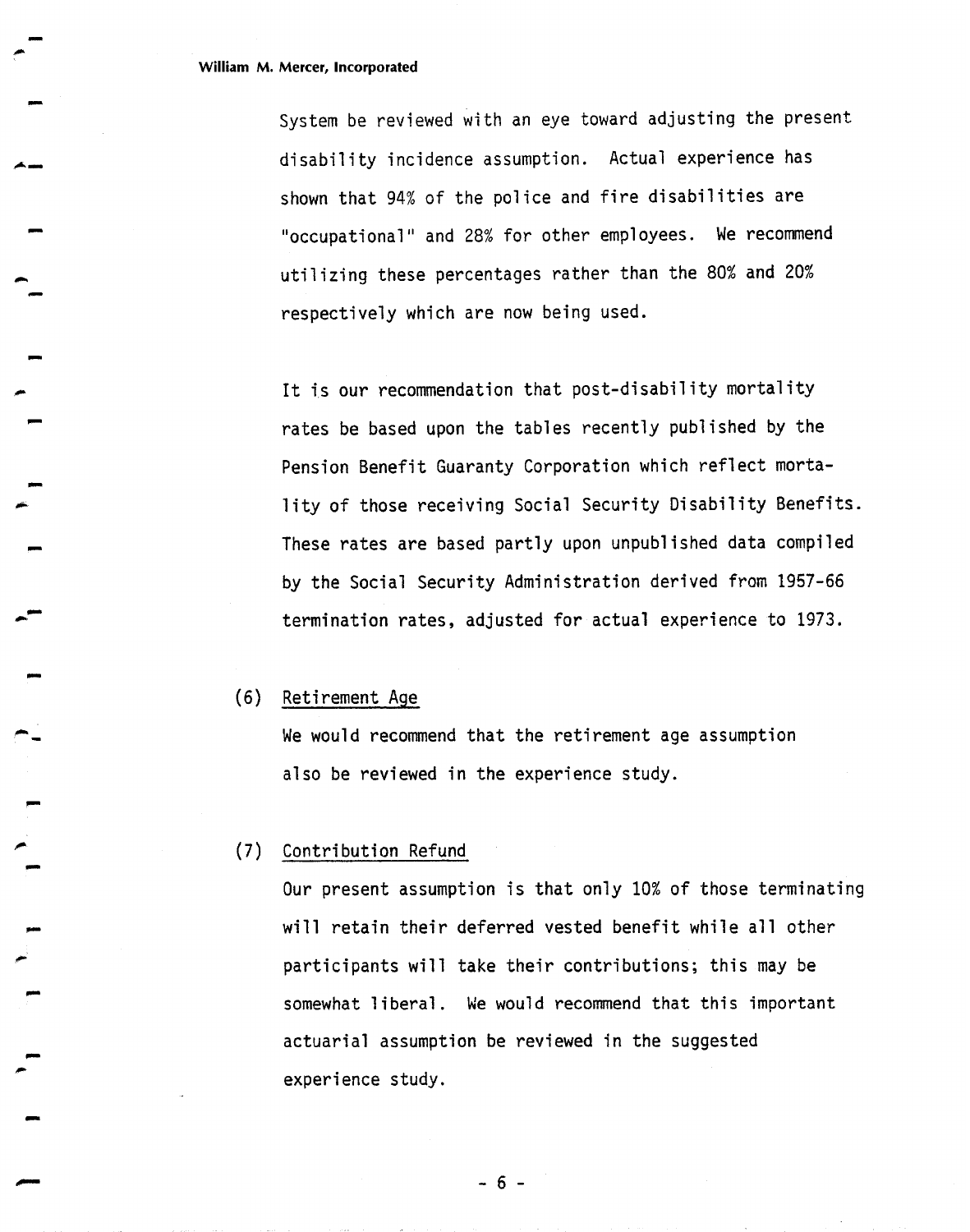System be reviewed with an eye toward adjusting the present disability incidence assumption. Actual experience has shown that 94% of the police and fire disabilities are "occupational" and 28% for other employees. We recommend utilizing these percentages rather than the 80% and 20% respectively which are now being used.

It is our recommendation that post-disability mortality rates be based upon the tables recently published by the Pension Benefit Guaranty Corporation which reflect mortality of those receiving Social Security Disability Benefits. These rates are based partly upon unpublished data compiled by the Social Security Administration derived from 1957-66 termination rates, adjusted for actual experience to 1973.

(6) Retirement Age

We would recommend that the retirement age assumption also be reviewed in the experience study.

(7) Contribution Refund

Our present assumption is that only 10% of those terminating will retain their deferred vested benefit while all other participants will take their contributions; this may be somewhat liberal. We would recommend that this important actuarial assumption be reviewed in the suggested experience study.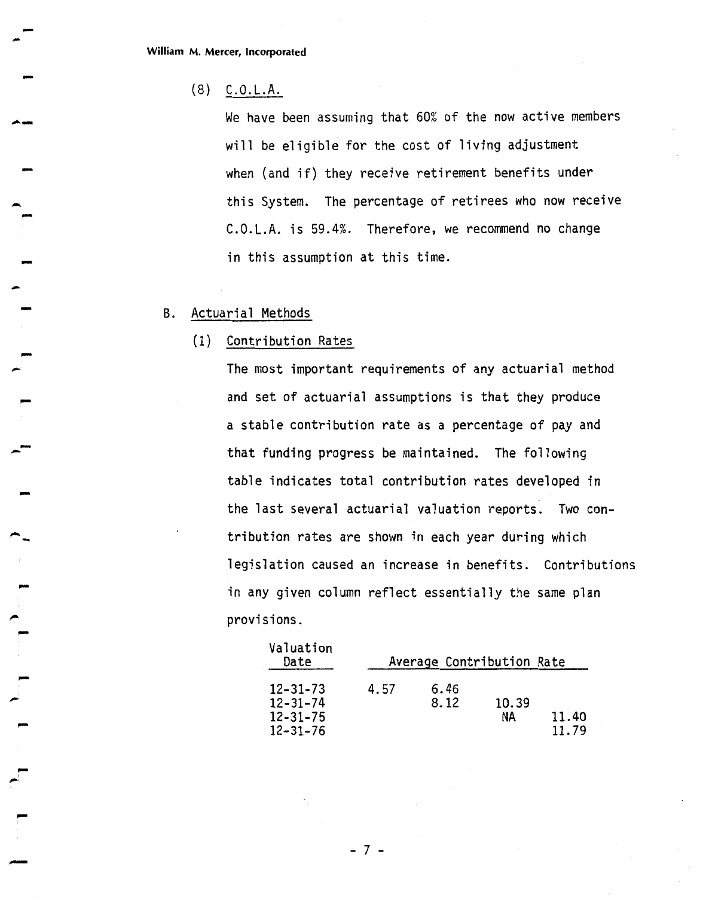(8) C.O.L.A.

We have been assuming that 60% of the now active members will be eligible for the cost of living adjustment when (and if) they receive retirement benefits under this System. The percentage of retirees who now receive C.O.L.A. is 59.4%. Therefore, we recommend no change in this assumption at this time.

B. Actuarial Methods

(1) Contribution Rates

The most important requirements of any actuarial method and set of actuarial assumptions is that they produce a stable contribution rate as a percentage of pay and that funding progress be maintained. The following table indicates total contribution rates developed in the last several actuarial valuation reports. Two contribution rates are shown in each year during which legislation caused an increase in benefits. Contributions in any given column reflect essentially the same plan provisions.

| Valuation Date | Average Contribution Rate | | | |
|---|---|---|---|---|
| 12-31-73 | 4.57 | 6.46 | | |
| 12-31-74 | | 8.12 | 10.39 | |
| 12-31-75 | | | NA | 11.40 |
| 12-31-76 | | | | 11.79 |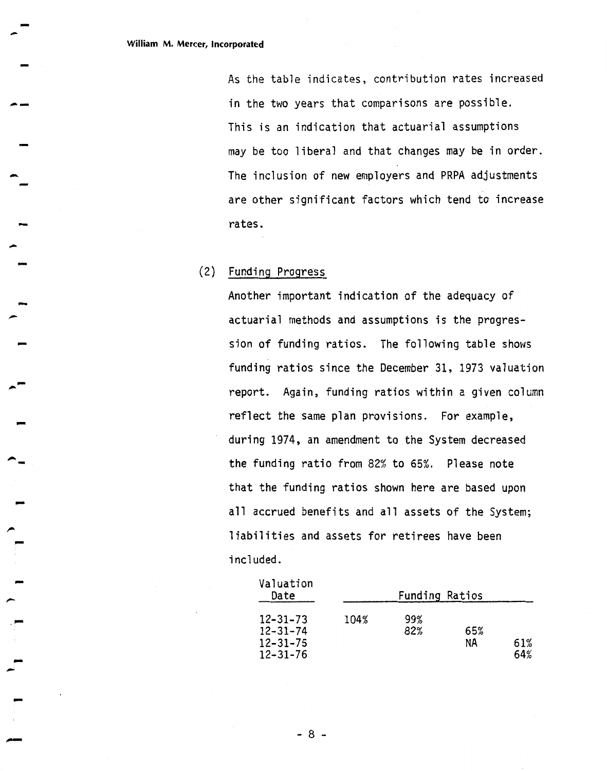As the table indicates, contribution rates increased in the two years that comparisons are possible. This is an indication that actuarial assumptions may be too liberal and that changes may be in order. The inclusion of new employers and PRPA adjustments are other significant factors which tend to increase rates.

(2) Funding Progress

Another important indication of the adequacy of actuarial methods and assumptions is the progression of funding ratios. The following table shows funding ratios since the December 31, 1973 valuation report. Again, funding ratios within a given column reflect the same plan provisions. For example, during 1974, an amendment to the System decreased the funding ratio from 82% to 65%. Please note that the funding ratios shown here are based upon all accrued benefits and all assets of the System; liabilities and assets for retirees have been included.

| Valuation Date | Funding Ratios | | | |
|---|---|---|---|---|
| 12-31-73 | 104% | 99% | | |
| 12-31-74 | | 82% | 65% | |
| 12-31-75 | | | NA | 61% |
| 12-31-76 | | | | 64% |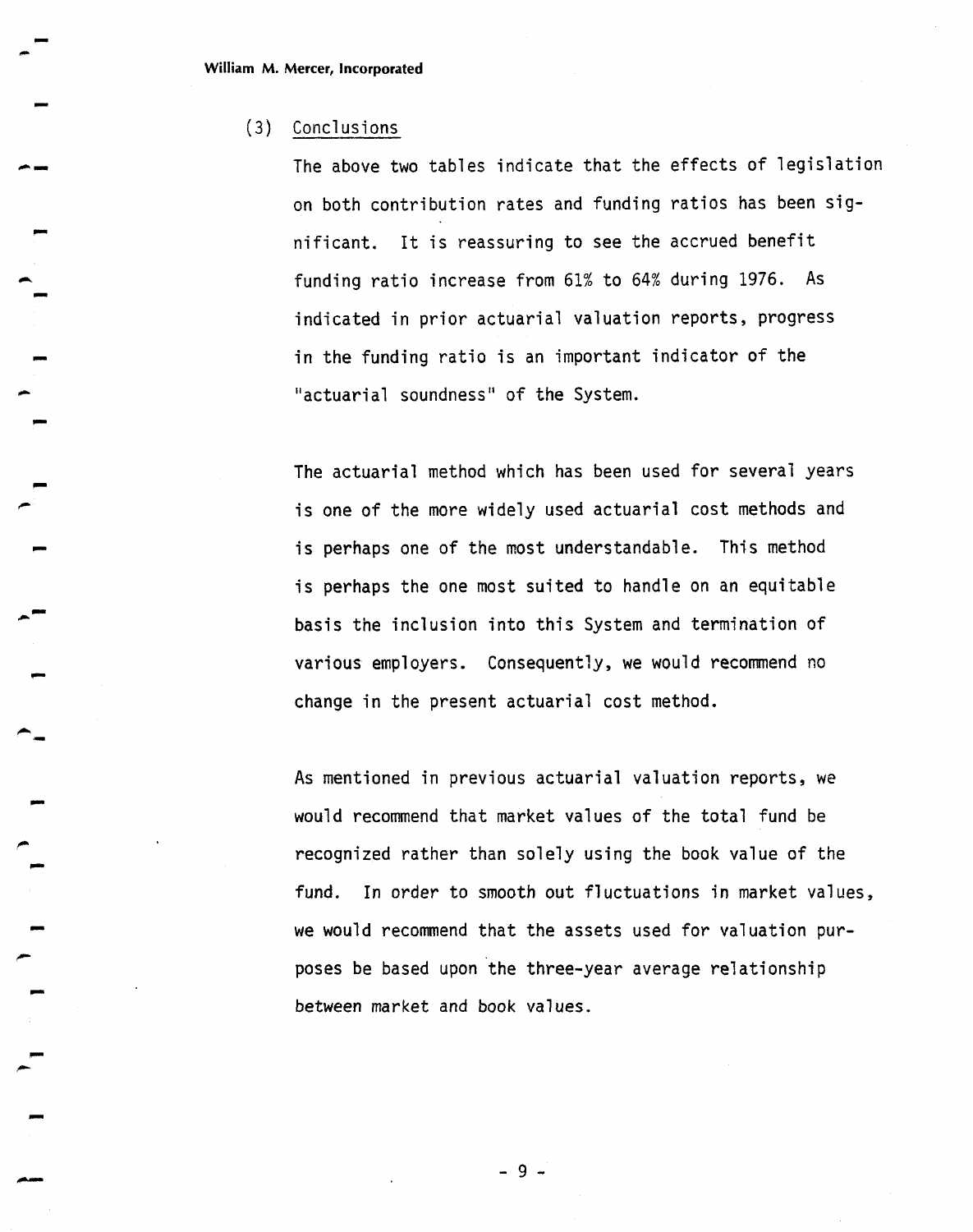### (3) Conclusions

The above two tables indicate that the effects of legislation on both contribution rates and funding ratios has been significant. It is reassuring to see the accrued benefit funding ratio increase from 61% to 64% during 1976. As indicated in prior actuarial valuation reports, progress in the funding ratio is an important indicator of the "actuarial soundness" of the System.

The actuarial method which has been used for several years is one of the more widely used actuarial cost methods and is perhaps one of the most understandable. This method is perhaps the one most suited to handle on an equitable basis the inclusion into this System and termination of various employers. Consequently, we would recommend no change in the present actuarial cost method.

As mentioned in previous actuarial valuation reports, we would recommend that market values of the total fund be recognized rather than solely using the book value of the fund. In order to smooth out fluctuations in market values, we would recommend that the assets used for valuation purposes be based upon the three-year average relationship between market and book values.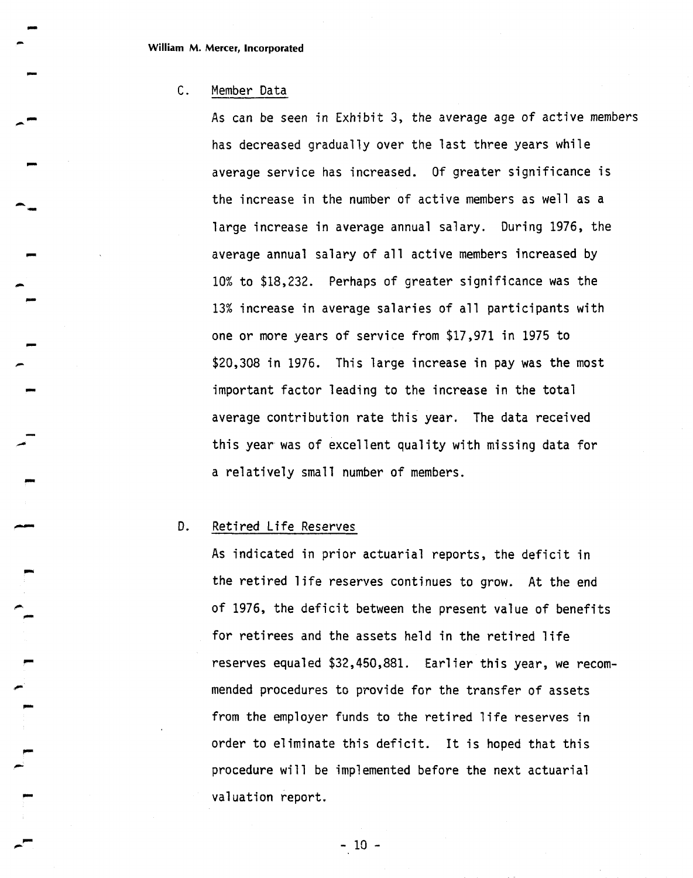### C. Member Data

As can be seen in Exhibit 3, the average age of active members has decreased gradually over the last three years while average service has increased. Of greater significance is the increase in the number of active members as well as a large increase in average annual salary. During 1976, the average annual salary of all active members increased by 10% to $18,232. Perhaps of greater significance was the 13% increase in average salaries of all participants with one or more years of service from $17,971 in 1975 to $20,308 in 1976. This large increase in pay was the most important factor leading to the increase in the total average contribution rate this year. The data received this year was of excellent quality with missing data for a relatively small number of members.

### D. Retired Life Reserves

As indicated in prior actuarial reports, the deficit in the retired life reserves continues to grow. At the end of 1976, the deficit between the present value of benefits for retirees and the assets held in the retired life reserves equaled $32,450,881. Earlier this year, we recommended procedures to provide for the transfer of assets from the employer funds to the retired life reserves in order to eliminate this deficit. It is hoped that this procedure will be implemented before the next actuarial valuation report.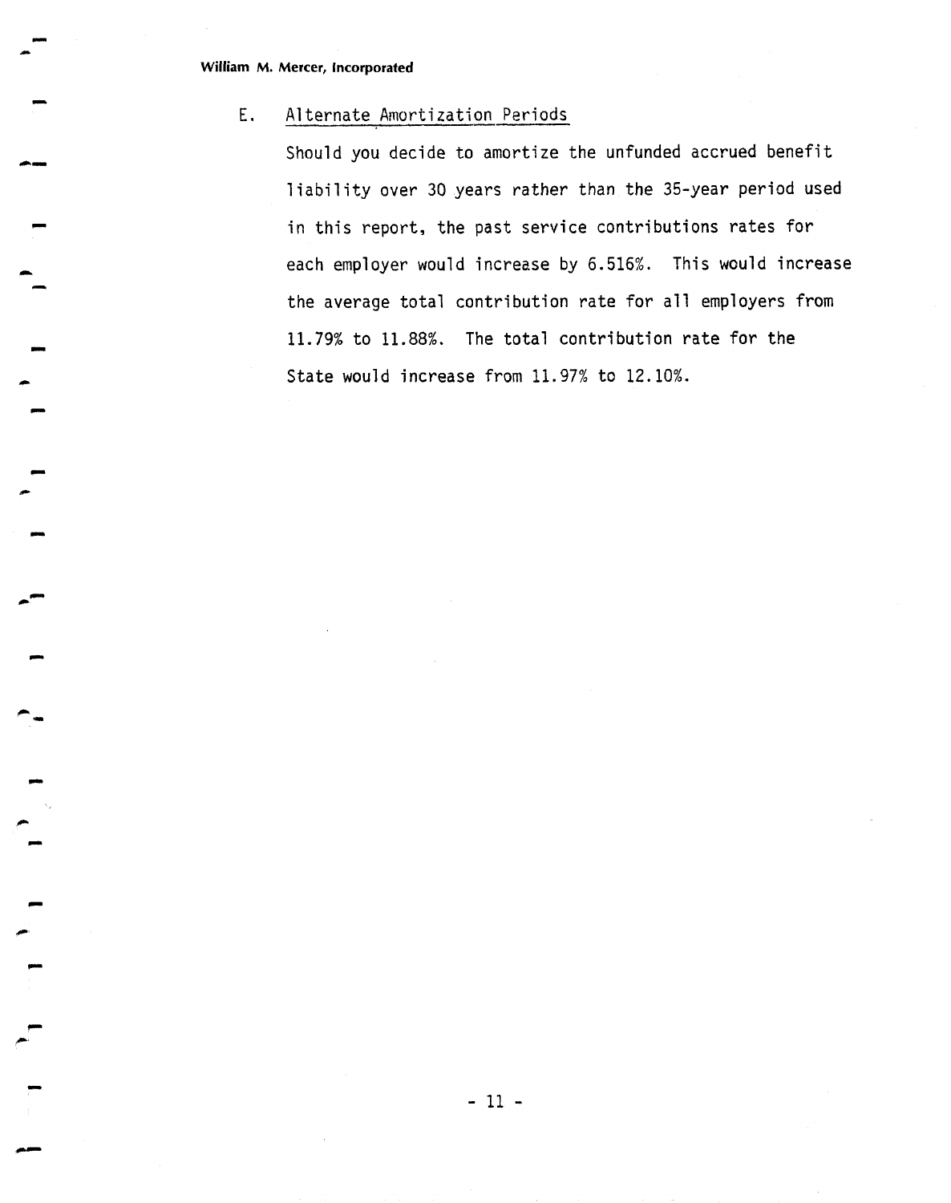### E. Alternate Amortization Periods

Should you decide to amortize the unfunded accrued benefit liability over 30 years rather than the 35-year period used in this report, the past service contributions rates for each employer would increase by 6.516%. This would increase the average total contribution rate for all employers from 11.79% to 11.88%. The total contribution rate for the State would increase from 11.97% to 12.10%.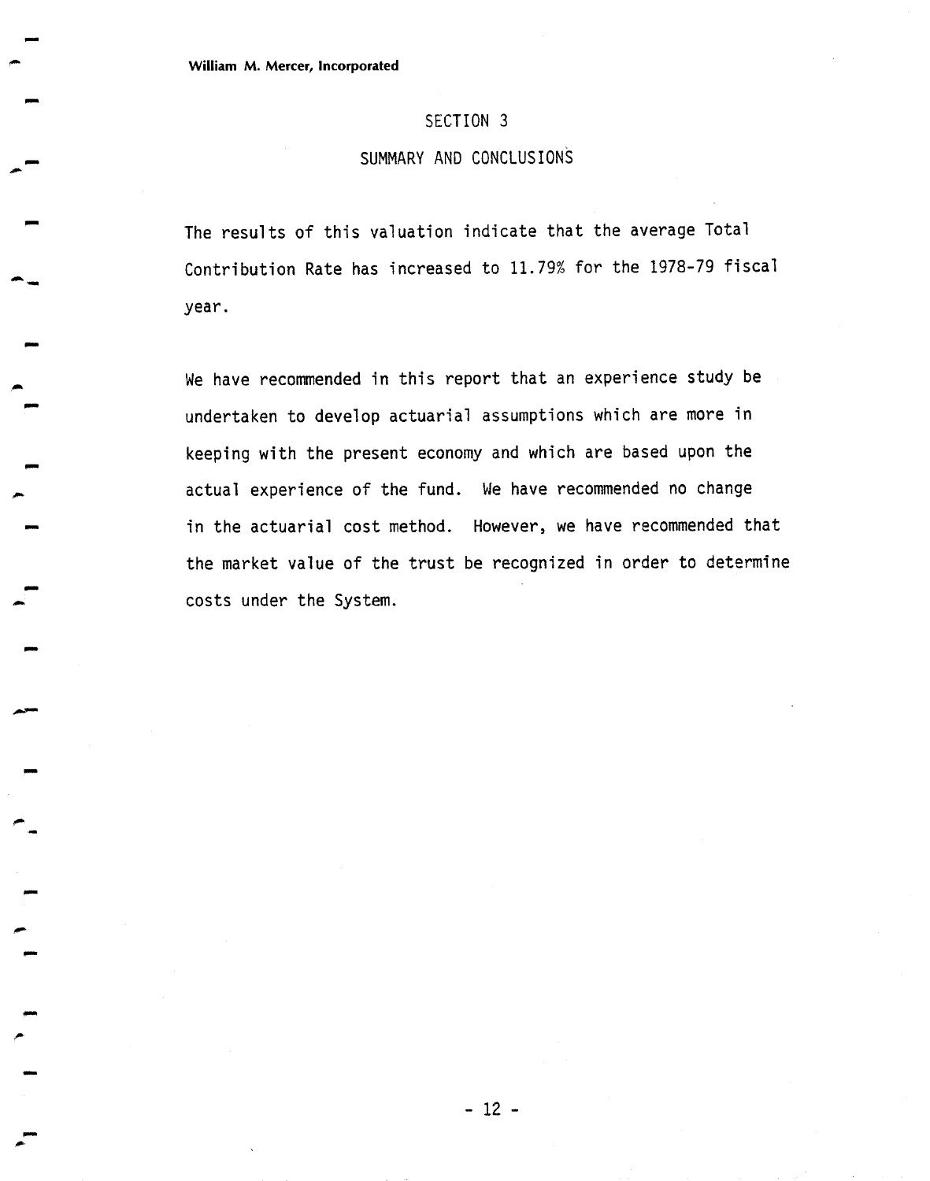## SECTION 3

## SUMMARY AND CONCLUSIONS

The results of this valuation indicate that the average Total Contribution Rate has increased to 11.79% for the 1978-79 fiscal year.

We have recommended in this report that an experience study be undertaken to develop actuarial assumptions which are more in keeping with the present economy and which are based upon the actual experience of the fund. We have recommended no change in the actuarial cost method. However, we have recommended that the market value of the trust be recognized in order to determine costs under the System.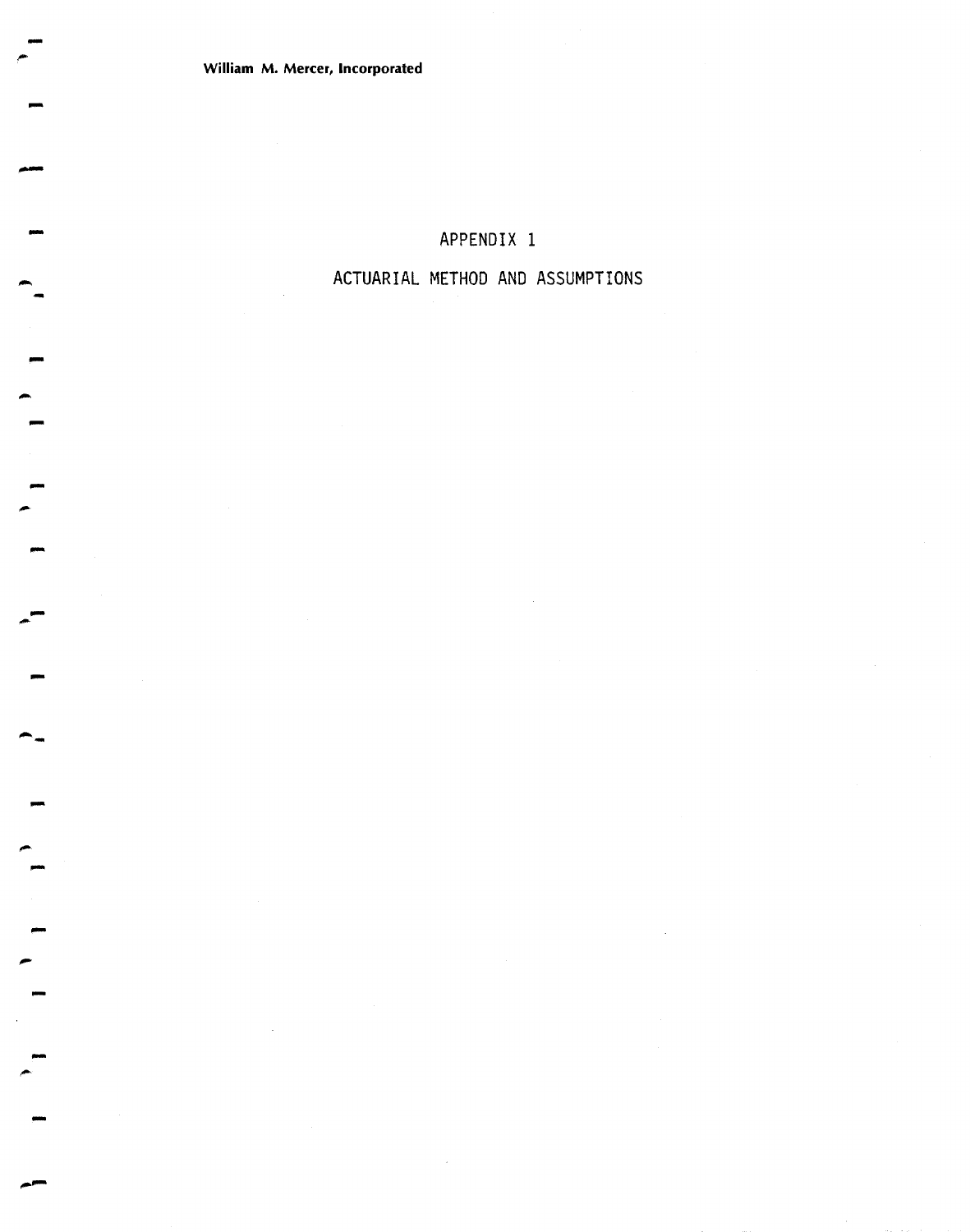# APPENDIX 1

## ACTUARIAL METHOD AND ASSUMPTIONS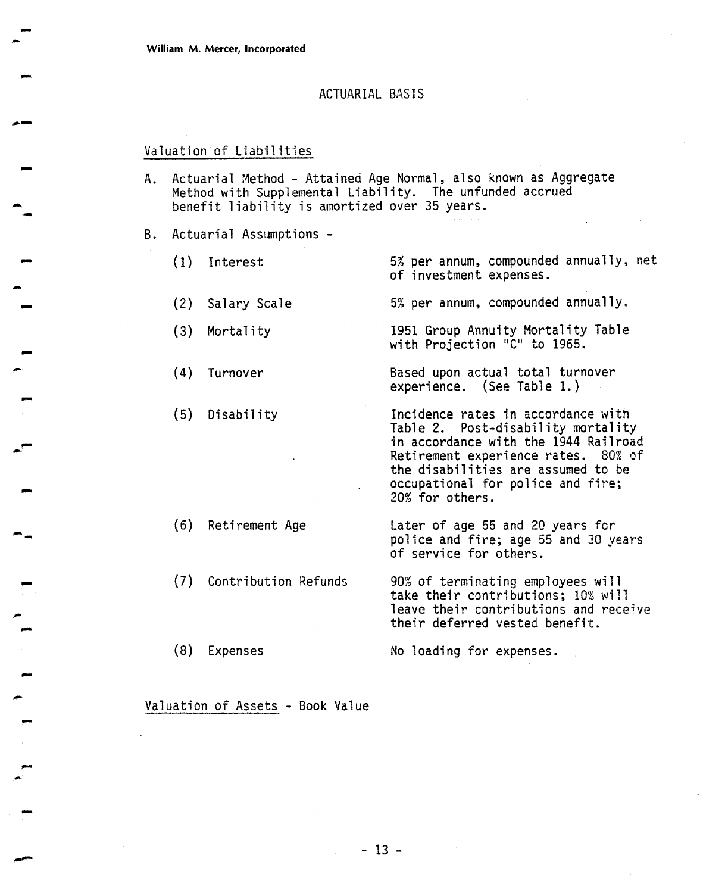# ACTUARIAL BASIS

## Valuation of Liabilities

A. Actuarial Method - Attained Age Normal, also known as Aggregate Method with Supplemental Liability. The unfunded accrued benefit liability is amortized over 35 years.

B. Actuarial Assumptions -

| | | |
|---|---|---|
| (1) | Interest | 5% per annum, compounded annually, net of investment expenses. |
| (2) | Salary Scale | 5% per annum, compounded annually. |
| (3) | Mortality | 1951 Group Annuity Mortality Table with Projection "C" to 1965. |
| (4) | Turnover | Based upon actual total turnover experience. (See Table 1.) |
| (5) | Disability | Incidence rates in accordance with Table 2. Post-disability mortality in accordance with the 1944 Railroad Retirement experience rates. 80% of the disabilities are assumed to be occupational for police and fire; 20% for others. |
| (6) | Retirement Age | Later of age 55 and 20 years for police and fire; age 55 and 30 years of service for others. |
| (7) | Contribution Refunds | 90% of terminating employees will take their contributions; 10% will leave their contributions and receive their deferred vested benefit. |
| (8) | Expenses | No loading for expenses. |

## Valuation of Assets - Book Value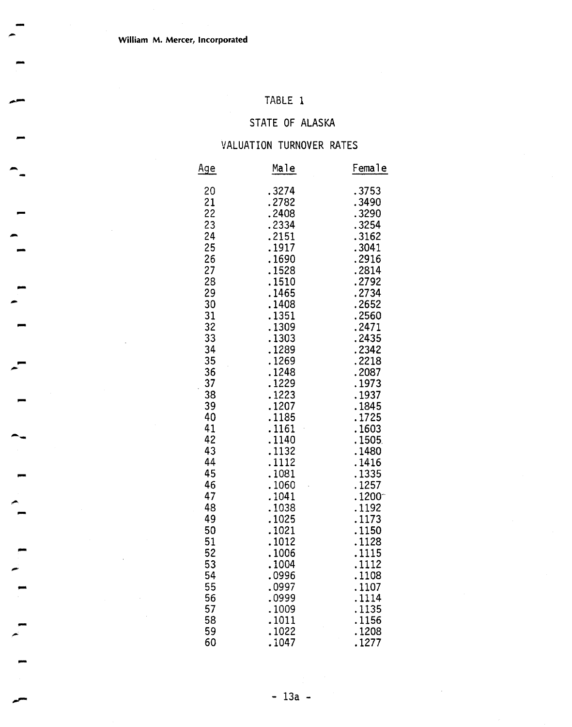William M. Mercer, Incorporated

# TABLE 1

## STATE OF ALASKA

## VALUATION TURNOVER RATES

| Age | Male | Female |
|---|---|---|
| 20 | .3274 | .3753 |
| 21 | .2782 | .3490 |
| 22 | .2408 | .3290 |
| 23 | .2334 | .3254 |
| 24 | .2151 | .3162 |
| 25 | .1917 | .3041 |
| 26 | .1690 | .2916 |
| 27 | .1528 | .2814 |
| 28 | .1510 | .2792 |
| 29 | .1465 | .2734 |
| 30 | .1408 | .2652 |
| 31 | .1351 | .2560 |
| 32 | .1309 | .2471 |
| 33 | .1303 | .2435 |
| 34 | .1289 | .2342 |
| 35 | .1269 | .2218 |
| 36 | .1248 | .2087 |
| 37 | .1229 | .1973 |
| 38 | .1223 | .1937 |
| 39 | .1207 | .1845 |
| 40 | .1185 | .1725 |
| 41 | .1161 | .1603 |
| 42 | .1140 | .1505 |
| 43 | .1132 | .1480 |
| 44 | .1112 | .1416 |
| 45 | .1081 | .1335 |
| 46 | .1060 | .1257 |
| 47 | .1041 | .1200 |
| 48 | .1038 | .1192 |
| 49 | .1025 | .1173 |
| 50 | .1021 | .1150 |
| 51 | .1012 | .1128 |
| 52 | .1006 | .1115 |
| 53 | .1004 | .1112 |
| 54 | .0996 | .1108 |
| 55 | .0997 | .1107 |
| 56 | .0999 | .1114 |
| 57 | .1009 | .1135 |
| 58 | .1011 | .1156 |
| 59 | .1022 | .1208 |
| 60 | .1047 | .1277 |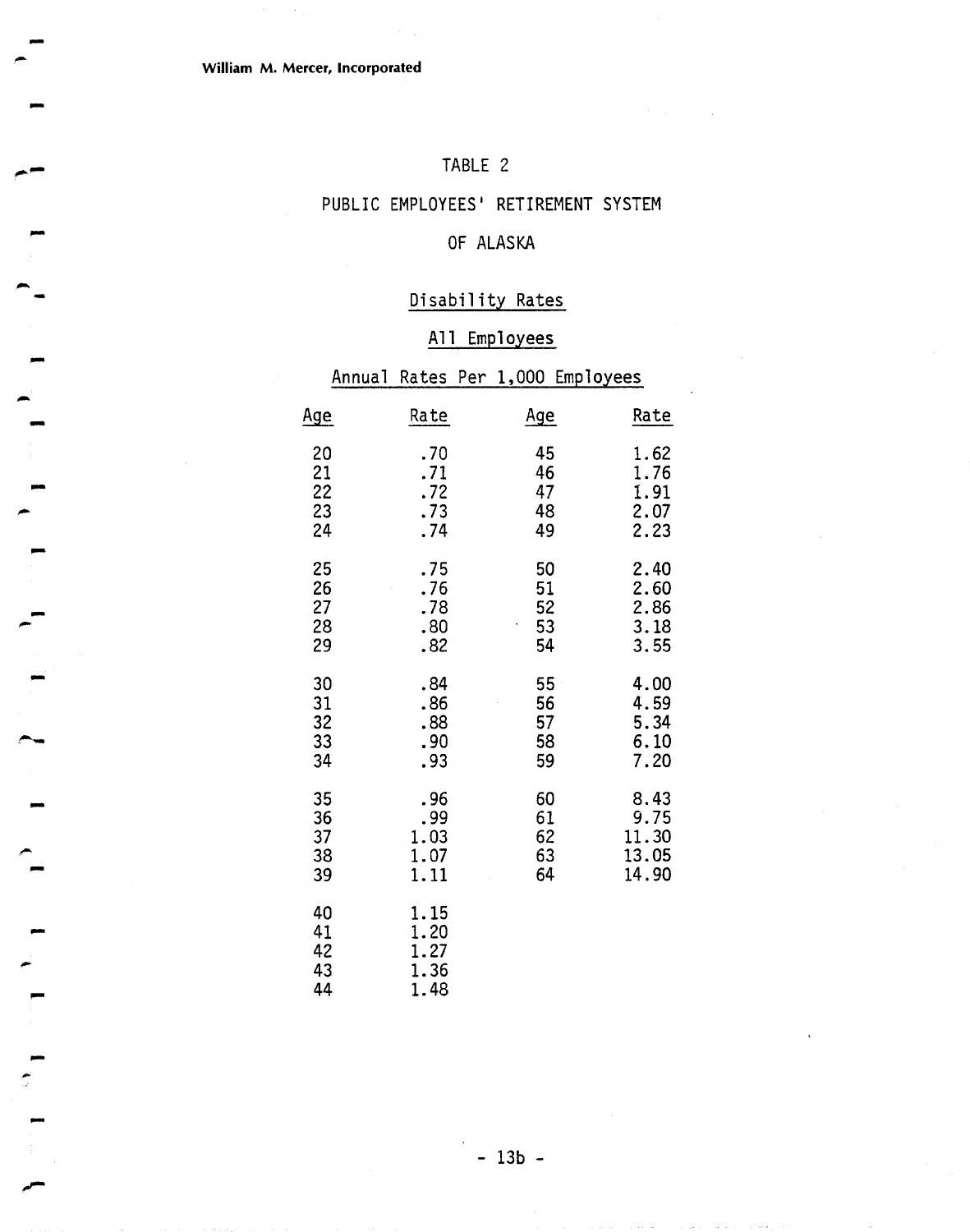TABLE 2

PUBLIC EMPLOYEES' RETIREMENT SYSTEM

OF ALASKA

Disability Rates

All Employees

Annual Rates Per 1,000 Employees

| Age | Rate | Age | Rate |
|---|---|---|---|
| 20 | .70 | 45 | 1.62 |
| 21 | .71 | 46 | 1.76 |
| 22 | .72 | 47 | 1.91 |
| 23 | .73 | 48 | 2.07 |
| 24 | .74 | 49 | 2.23 |
| 25 | .75 | 50 | 2.40 |
| 26 | .76 | 51 | 2.60 |
| 27 | .78 | 52 | 2.86 |
| 28 | .80 | 53 | 3.18 |
| 29 | .82 | 54 | 3.55 |
| 30 | .84 | 55 | 4.00 |
| 31 | .86 | 56 | 4.59 |
| 32 | .88 | 57 | 5.34 |
| 33 | .90 | 58 | 6.10 |
| 34 | .93 | 59 | 7.20 |
| 35 | .96 | 60 | 8.43 |
| 36 | .99 | 61 | 9.75 |
| 37 | 1.03 | 62 | 11.30 |
| 38 | 1.07 | 63 | 13.05 |
| 39 | 1.11 | 64 | 14.90 |
| 40 | 1.15 | | |
| 41 | 1.20 | | |
| 42 | 1.27 | | |
| 43 | 1.36 | | |
| 44 | 1.48 | | |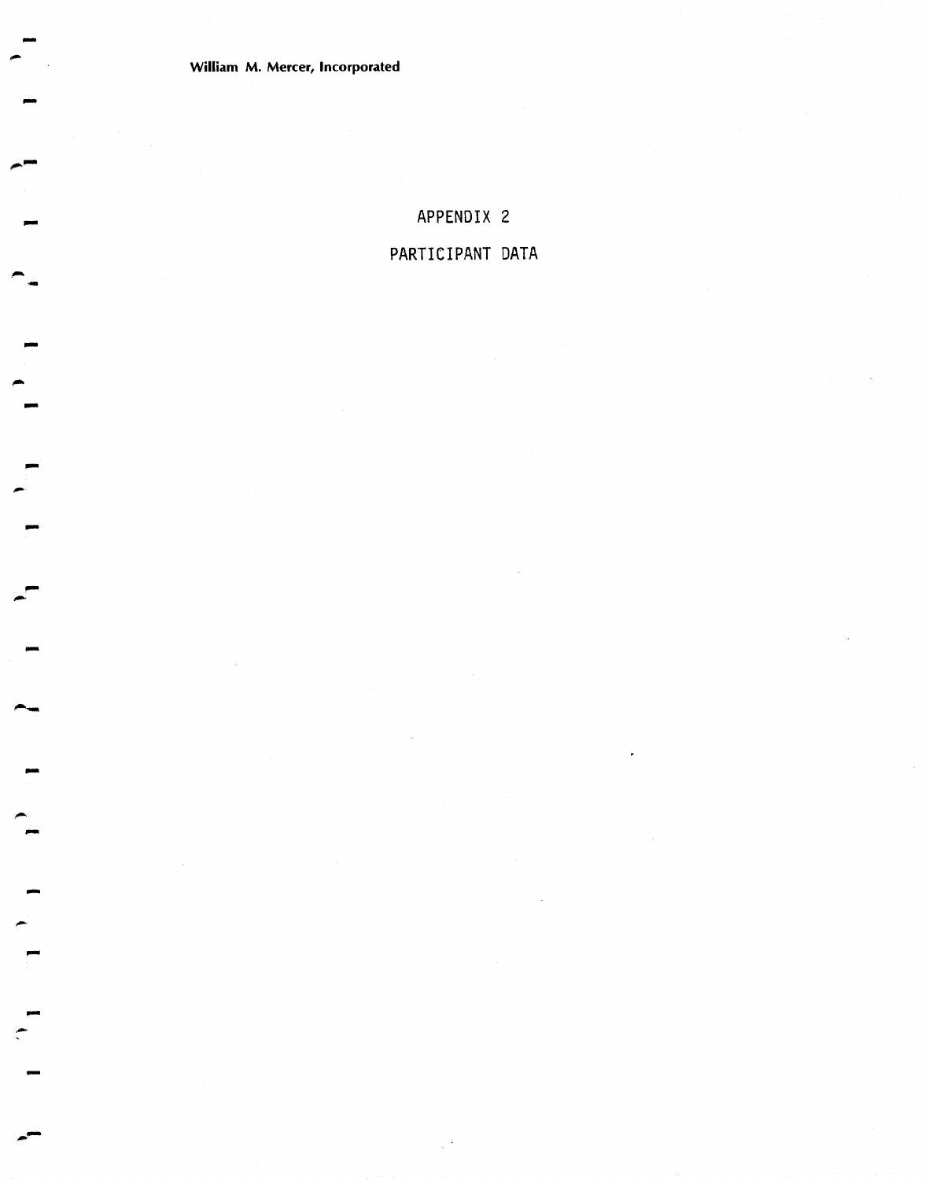William M. Mercer, Incorporated

# APPENDIX 2

# PARTICIPANT DATA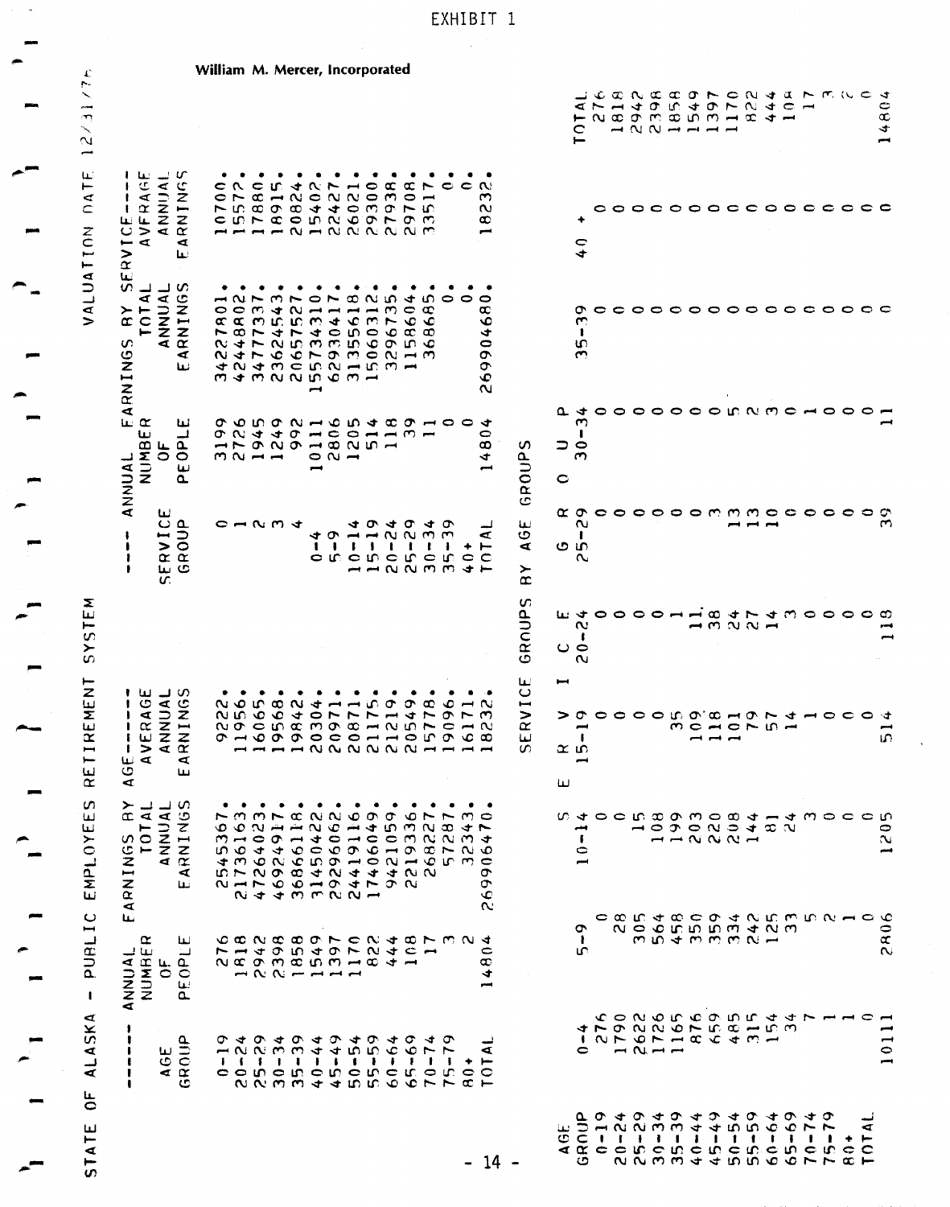EXHIBIT 1

William M. Mercer, Incorporated

# STATE OF ALASKA - PUBLIC EMPLOYEES RETIREMENT SYSTEM

VALUATION DATE 12/31/75

## ANNUAL EARNINGS BY AGE

| AGE GROUP | NUMBER OF PEOPLE | TOTAL ANNUAL EARNINGS | AVERAGE ANNUAL EARNINGS |
|---|---|---|---|
| 0-19 | 276 | 2545367. | 9222. |
| 20-24 | 1818 | 21736163. | 11956. |
| 25-29 | 2942 | 47264023. | 16065. |
| 30-34 | 2398 | 46924917. | 19568. |
| 35-39 | 1858 | 36866118. | 19842. |
| 40-44 | 1549 | 31450422. | 20304. |
| 45-49 | 1397 | 29296062. | 20971. |
| 50-54 | 1170 | 24419116. | 20871. |
| 55-59 | 822 | 17406049. | 21175. |
| 60-64 | 444 | 9421059. | 21219. |
| 65-69 | 108 | 2219336. | 20549. |
| 70-74 | 17 | 268227. | 15778. |
| 75-79 | 3 | 57287. | 19096. |
| 80+ | 2 | 32343. | 16171. |
| TOTAL | 14804 | 269906470. | 18232. |

## ANNUAL EARNINGS BY SERVICE

| SERVICE GROUP | NUMBER OF PEOPLE | TOTAL ANNUAL EARNINGS | AVERAGE ANNUAL EARNINGS |
|---|---|---|---|
| 0 | 3199 | 34227801. | 10700. |
| 1 | 2726 | 42448802. | 15572. |
| 2 | 1945 | 34777337. | 17880. |
| 3 | 1249 | 23624543. | 18915. |
| 4 | 992 | 20657527. | 20824. |
| 0-4 | 10111 | 155734310. | 15402. |
| 5-9 | 2806 | 62930417. | 22427. |
| 10-14 | 1205 | 31355618. | 26021. |
| 15-19 | 514 | 15060312. | 29300. |
| 20-24 | 118 | 3296735. | 27938. |
| 25-29 | 39 | 1158604. | 29708. |
| 30-34 | 11 | 368685. | 33517. |
| 35-39 | 0 | 0. | 0. |
| 40+ | 0 | 0. | 0. |
| TOTAL | 14804 | 269904680. | 18232. |

## SERVICE GROUPS BY AGE GROUPS

| AGE GROUP | 0-4 | 5-9 | 10-14 | 15-19 | 20-24 | 25-29 | 30-34 | 35-39 | 40 + | TOTAL |
|---|---|---|---|---|---|---|---|---|---|---|
| 0-19 | 276 | 0 | 0 | 0 | 0 | 0 | 0 | 0 | 0 | 276 |
| 20-24 | 1790 | 28 | 0 | 0 | 0 | 0 | 0 | 0 | 0 | 1818 |
| 25-29 | 2622 | 305 | 15 | 0 | 0 | 0 | 0 | 0 | 0 | 2942 |
| 30-34 | 1726 | 564 | 108 | 0 | 0 | 0 | 0 | 0 | 0 | 2398 |
| 35-39 | 1165 | 458 | 199 | 35 | 1 | 0 | 0 | 0 | 0 | 1858 |
| 40-44 | 876 | 350 | 203 | 109 | 11 | 0 | 0 | 0 | 0 | 1549 |
| 45-49 | 659 | 359 | 220 | 118 | 38 | 3 | 0 | 0 | 0 | 1397 |
| 50-54 | 485 | 334 | 208 | 101 | 24 | 13 | 5 | 0 | 0 | 1170 |
| 55-59 | 315 | 242 | 144 | 79 | 27 | 13 | 2 | 0 | 0 | 822 |
| 60-64 | 154 | 125 | 81 | 57 | 14 | 10 | 3 | 0 | 0 | 444 |
| 65-69 | 34 | 33 | 24 | 14 | 3 | 0 | 0 | 0 | 0 | 108 |
| 70-74 | 7 | 5 | 3 | 1 | 0 | 0 | 1 | 0 | 0 | 17 |
| 75-79 | 1 | 2 | 0 | 0 | 0 | 0 | 0 | 0 | 0 | 3 |
| 80+ | 1 | 1 | 0 | 0 | 0 | 0 | 0 | 0 | 0 | 2 |
| TOTAL | 10111 | 2806 | 1205 | 514 | 118 | 39 | 11 | 0 | 0 | 14804 |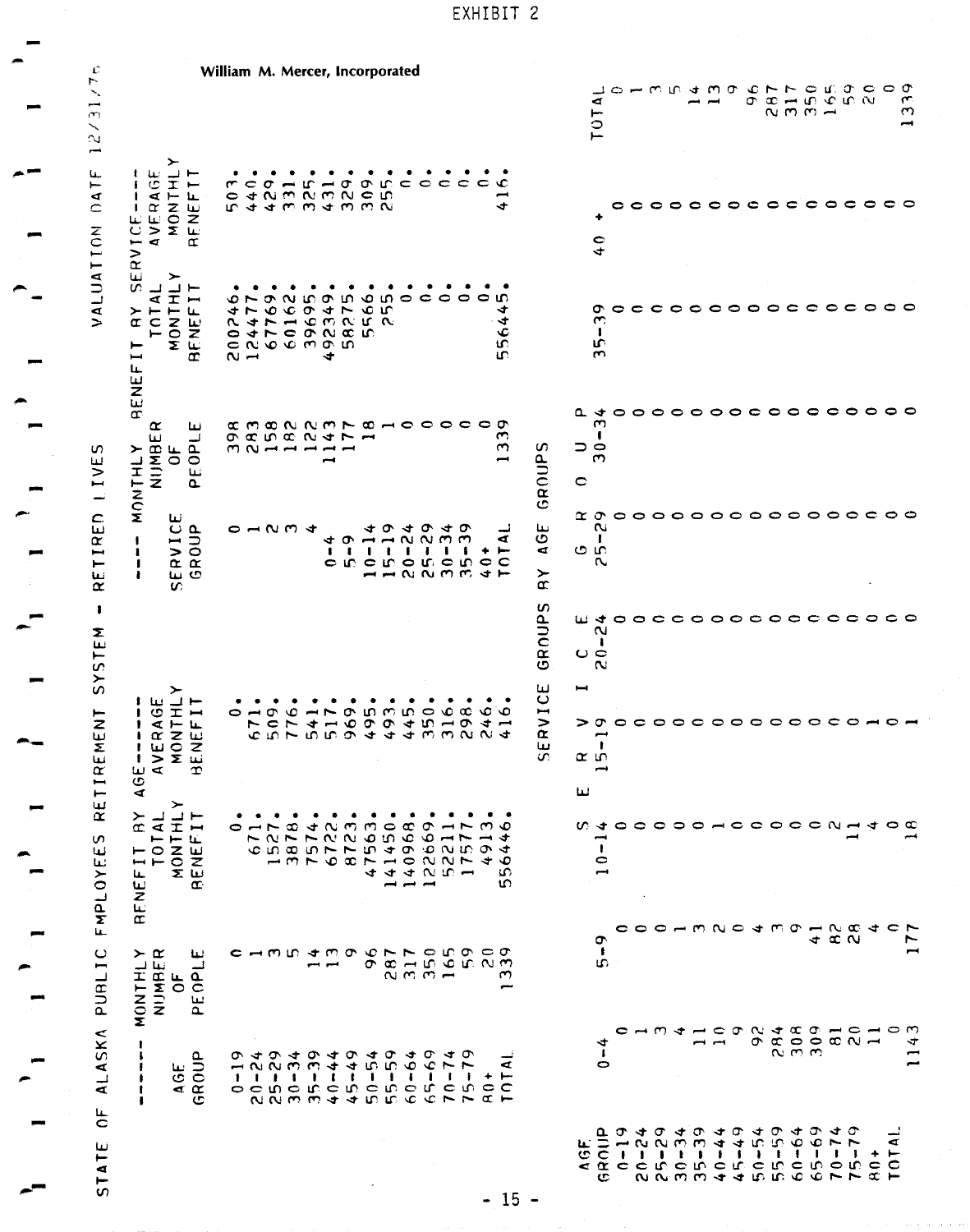EXHIBIT 2

William M. Mercer, Incorporated

STATE OF ALASKA PUBLIC EMPLOYEES RETIREMENT SYSTEM - RETIRED LIVES

VALUATION DATE 12/31/75

| AGE GROUP | MONTHLY BENEFIT BY AGE: NUMBER OF PEOPLE | TOTAL MONTHLY BENEFIT | AVERAGE MONTHLY BENEFIT |
|---|---|---|---|
| 0-19 | 0 | 0. | 0. |
| 20-24 | 1 | 671. | 671. |
| 25-29 | 3 | 1527. | 509. |
| 30-34 | 5 | 3878. | 776. |
| 35-39 | 14 | 7574. | 541. |
| 40-44 | 13 | 6722. | 517. |
| 45-49 | 9 | 8723. | 969. |
| 50-54 | 96 | 47563. | 495. |
| 55-59 | 287 | 141450. | 493. |
| 60-64 | 317 | 140968. | 445. |
| 65-69 | 350 | 122669. | 350. |
| 70-74 | 165 | 52211. | 316. |
| 75-79 | 59 | 17577. | 298. |
| 80+ | 20 | 4913. | 246. |
| TOTAL | 1339 | 556446. | 416. |

| SERVICE GROUP | MONTHLY BENEFIT BY SERVICE: NUMBER OF PEOPLE | TOTAL MONTHLY BENEFIT | AVERAGE MONTHLY BENEFIT |
|---|---|---|---|
| 0-4 | 398 | 200246. | 503. |
| 5-9 | 283 | 124477. | 440. |
| 10-14 | 158 | 67769. | 429. |
| 15-19 | 182 | 60162. | 331. |
| 20-24 | 122 | 39695. | 325. |
| 25-29 | 1143 | 492349. | 431. |
| 30-34 | 177 | 58275. | 329. |
| 35-39 | 18 | 5566. | 309. |
| 40+ | 1 | 255. | 255. |
| | 0 | 0. | 0. |
| | 0 | 0. | 0. |
| | 0 | 0. | 0. |
| | 0 | 0. | 0. |
| TOTAL | 1339 | 556445. | 416. |

SERVICE GROUPS BY AGE GROUPS

| AGE GROUP | 0-4 | 5-9 | 10-14 | 15-19 | 20-24 | 25-29 | 30-34 | 35-39 | 40 + | TOTAL |
|---|---|---|---|---|---|---|---|---|---|---|
| 0-19 | 0 | 0 | 0 | 0 | 0 | 0 | 0 | 0 | 0 | 0 |
| 20-24 | 1 | 0 | 0 | 0 | 0 | 0 | 0 | 0 | 0 | 1 |
| 25-29 | 3 | 0 | 0 | 0 | 0 | 0 | 0 | 0 | 0 | 3 |
| 30-34 | 4 | 1 | 0 | 0 | 0 | 0 | 0 | 0 | 0 | 5 |
| 35-39 | 11 | 3 | 0 | 0 | 0 | 0 | 0 | 0 | 0 | 14 |
| 40-44 | 10 | 2 | 1 | 0 | 0 | 0 | 0 | 0 | 0 | 13 |
| 45-49 | 9 | 0 | 0 | 0 | 0 | 0 | 0 | 0 | 0 | 9 |
| 50-54 | 92 | 4 | 0 | 0 | 0 | 0 | 0 | 0 | 0 | 96 |
| 55-59 | 284 | 3 | 0 | 0 | 0 | 0 | 0 | 0 | 0 | 287 |
| 60-64 | 308 | 9 | 0 | 0 | 0 | 0 | 0 | 0 | 0 | 317 |
| 65-69 | 309 | 41 | 0 | 0 | 0 | 0 | 0 | 0 | 0 | 350 |
| 70-74 | 81 | 82 | 2 | 0 | 0 | 0 | 0 | 0 | 0 | 165 |
| 75-79 | 20 | 28 | 11 | 0 | 0 | 0 | 0 | 0 | 0 | 59 |
| 80+ | 11 | 4 | 4 | 1 | 0 | 0 | 0 | 0 | 0 | 20 |
| TOTAL | 0 | 0 | 0 | 0 | 0 | 0 | 0 | 0 | 0 | 0 |
| | 1143 | 177 | 18 | 1 | 0 | 0 | 0 | 0 | 0 | 1339 |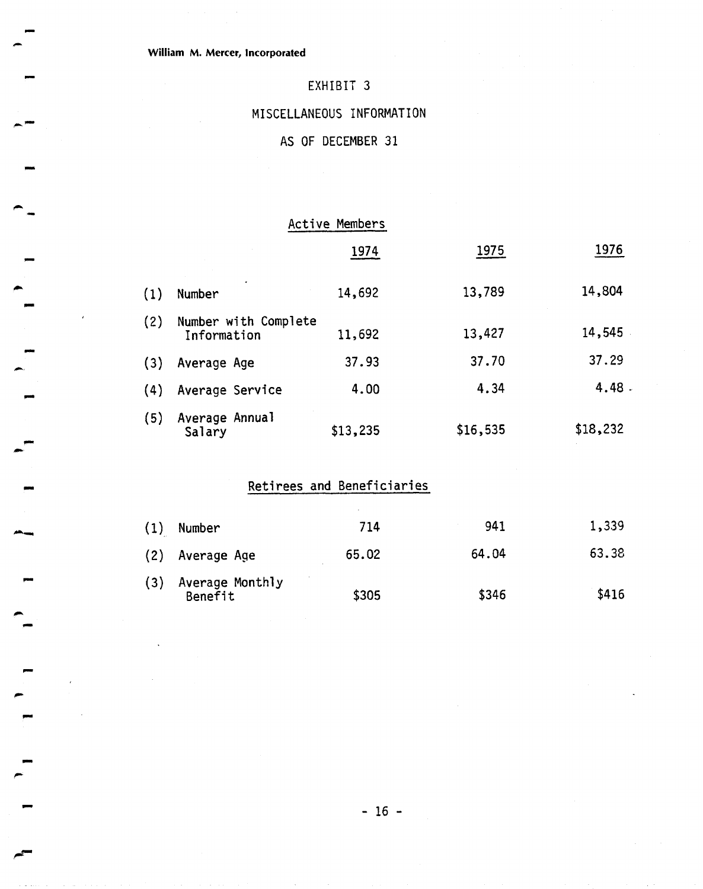William M. Mercer, Incorporated

# EXHIBIT 3

## MISCELLANEOUS INFORMATION

## AS OF DECEMBER 31

### Active Members

| | | 1974 | 1975 | 1976 |
|---|---|---|---|---|
| (1) | Number | 14,692 | 13,789 | 14,804 |
| (2) | Number with Complete Information | 11,692 | 13,427 | 14,545 |
| (3) | Average Age | 37.93 | 37.70 | 37.29 |
| (4) | Average Service | 4.00 | 4.34 | 4.48 |
| (5) | Average Annual Salary | $13,235 | $16,535 | $18,232 |

### Retirees and Beneficiaries

| | | 1974 | 1975 | 1976 |
|---|---|---|---|---|
| (1) | Number | 714 | 941 | 1,339 |
| (2) | Average Age | 65.02 | 64.04 | 63.38 |
| (3) | Average Monthly Benefit | $305 | $346 | $416 |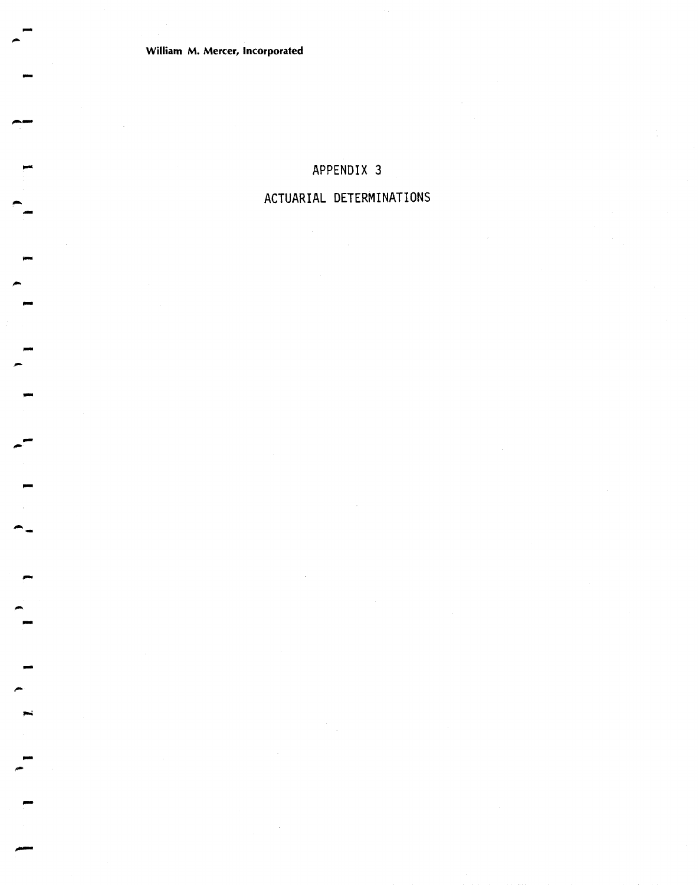# APPENDIX 3

# ACTUARIAL DETERMINATIONS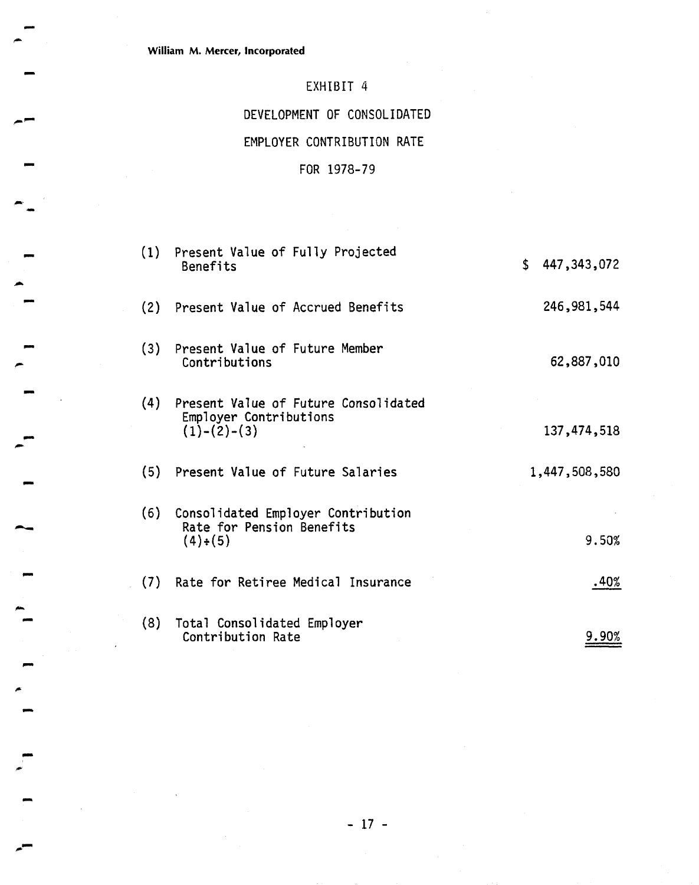William M. Mercer, Incorporated

# EXHIBIT 4

## DEVELOPMENT OF CONSOLIDATED EMPLOYER CONTRIBUTION RATE FOR 1978-79

| | | |
|---|---|---|
| (1) | Present Value of Fully Projected Benefits | $ 447,343,072 |
| (2) | Present Value of Accrued Benefits | 246,981,544 |
| (3) | Present Value of Future Member Contributions | 62,887,010 |
| (4) | Present Value of Future Consolidated Employer Contributions (1)-(2)-(3) | 137,474,518 |
| (5) | Present Value of Future Salaries | 1,447,508,580 |
| (6) | Consolidated Employer Contribution Rate for Pension Benefits (4)÷(5) | 9.50% |
| (7) | Rate for Retiree Medical Insurance | .40% |
| (8) | Total Consolidated Employer Contribution Rate | 9.90% |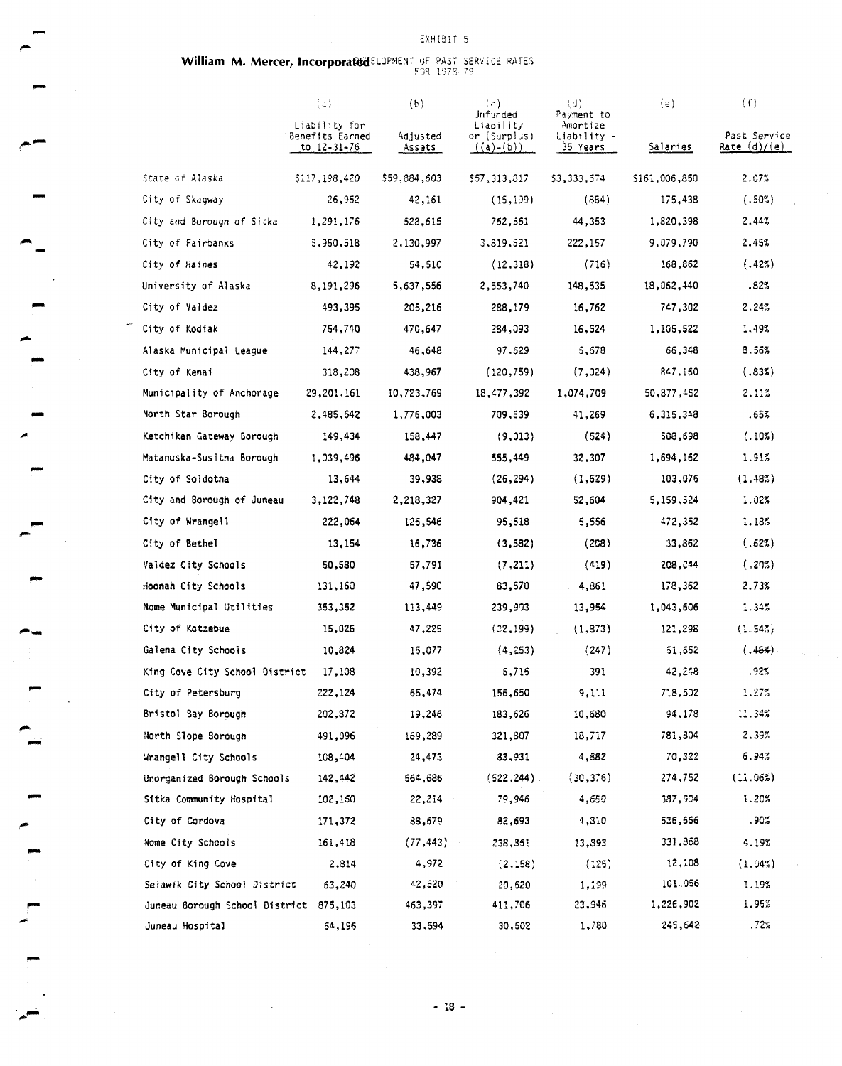EXHIBIT 5

**William M. Mercer, Incorporated**

DEVELOPMENT OF PAST SERVICE RATES FOR 1978-79

| | (a) Liability for Benefits Earned to 12-31-76 | (b) Adjusted Assets | (c) Unfunded Liability or (Surplus) ((a)-(b)) | (d) Payment to Amortize Liability - 35 Years | (e) Salaries | (f) Past Service Rate (d)/(e) |
|---|---|---|---|---|---|---|
| State of Alaska | $117,198,420 | $59,884,603 | $57,313,817 | $3,333,574 | $161,006,850 | 2.07% |
| City of Skagway | 26,962 | 42,161 | (15,199) | (884) | 175,438 | (.50%) |
| City and Borough of Sitka | 1,291,176 | 528,615 | 762,561 | 44,353 | 1,820,398 | 2.44% |
| City of Fairbanks | 5,950,518 | 2,130,997 | 3,819,521 | 222,157 | 9,079,790 | 2.45% |
| City of Haines | 42,192 | 54,510 | (12,318) | (716) | 168,862 | (.42%) |
| University of Alaska | 8,191,296 | 5,637,556 | 2,553,740 | 148,535 | 18,062,440 | .82% |
| City of Valdez | 493,395 | 205,216 | 288,179 | 16,762 | 747,302 | 2.24% |
| City of Kodiak | 754,740 | 470,647 | 284,093 | 16,524 | 1,105,522 | 1.49% |
| Alaska Municipal League | 144,277 | 46,648 | 97,629 | 5,678 | 66,348 | 8.56% |
| City of Kenai | 318,208 | 438,967 | (120,759) | (7,024) | 847,160 | (.83%) |
| Municipality of Anchorage | 29,201,161 | 10,723,769 | 18,477,392 | 1,074,709 | 50,877,452 | 2.11% |
| North Star Borough | 2,485,542 | 1,776,003 | 709,539 | 41,269 | 6,315,348 | .65% |
| Ketchikan Gateway Borough | 149,434 | 158,447 | (9,013) | (524) | 508,698 | (.10%) |
| Matanuska-Susitna Borough | 1,039,496 | 484,047 | 555,449 | 32,307 | 1,694,162 | 1.91% |
| City of Soldotna | 13,644 | 39,938 | (26,294) | (1,529) | 103,076 | (1.48%) |
| City and Borough of Juneau | 3,122,748 | 2,218,327 | 904,421 | 52,604 | 5,159,524 | 1.02% |
| City of Wrangell | 222,064 | 126,546 | 95,518 | 5,556 | 472,352 | 1.18% |
| City of Bethel | 13,154 | 16,736 | (3,582) | (208) | 33,862 | (.62%) |
| Valdez City Schools | 50,580 | 57,791 | (7,211) | (419) | 208,044 | (.20%) |
| Hoonah City Schools | 131,160 | 47,590 | 83,570 | 4,861 | 178,362 | 2.73% |
| Nome Municipal Utilities | 353,352 | 113,449 | 239,903 | 13,954 | 1,043,606 | 1.34% |
| City of Kotzebue | 15,026 | 47,225 | (32,199) | (1,873) | 121,298 | (1.54%) |
| Galena City Schools | 10,824 | 15,077 | (4,253) | (247) | 51,652 | (.48%) |
| King Cove City School District | 17,108 | 10,392 | 6,716 | 391 | 42,248 | .92% |
| City of Petersburg | 222,124 | 65,474 | 156,650 | 9,111 | 718,502 | 1.27% |
| Bristol Bay Borough | 202,872 | 19,246 | 183,626 | 10,680 | 94,178 | 11.34% |
| North Slope Borough | 491,096 | 169,289 | 321,807 | 18,717 | 781,804 | 2.39% |
| Wrangell City Schools | 108,404 | 24,473 | 83,931 | 4,882 | 70,322 | 6.94% |
| Unorganized Borough Schools | 142,442 | 664,686 | (522,244) | (30,376) | 274,752 | (11.06%) |
| Sitka Community Hospital | 102,160 | 22,214 | 79,946 | 4,650 | 387,904 | 1.20% |
| City of Cordova | 171,372 | 88,679 | 82,693 | 4,810 | 536,666 | .90% |
| Nome City Schools | 161,418 | (77,443) | 238,861 | 13,893 | 331,868 | 4.19% |
| City of King Cove | 2,814 | 4,972 | (2,158) | (125) | 12,108 | (1.04%) |
| Selawik City School District | 63,240 | 42,620 | 20,620 | 1,199 | 101,056 | 1.19% |
| Juneau Borough School District | 875,103 | 463,397 | 411,706 | 23,946 | 1,226,302 | 1.95% |
| Juneau Hospital | 64,196 | 33,594 | 30,602 | 1,780 | 245,642 | .72% |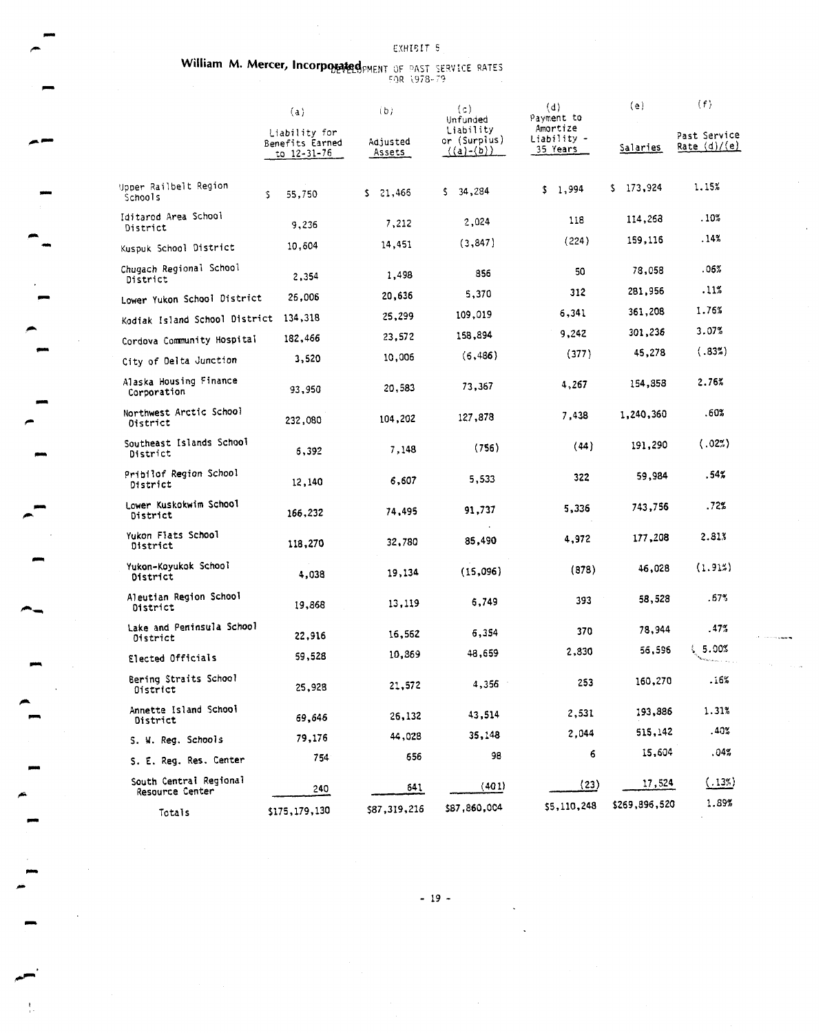William M. Mercer, Incorporated

EXHIBIT 5

DEVELOPMENT OF PAST SERVICE RATES FOR 1978-79

| | (a) Liability for Benefits Earned to 12-31-76 | (b) Adjusted Assets | (c) Unfunded Liability or (Surplus) ((a)-(b)) | (d) Payment to Amortize Liability - 35 Years | (e) Salaries | (f) Past Service Rate (d)/(e) |
|---|---|---|---|---|---|---|
| Upper Railbelt Region Schools | $ 55,750 | $ 21,466 | $ 34,284 | $ 1,994 | $ 173,924 | 1.15% |
| Iditarod Area School District | 9,236 | 7,212 | 2,024 | 118 | 114,268 | .10% |
| Kuspuk School District | 10,604 | 14,451 | (3,847) | (224) | 159,116 | .14% |
| Chugach Regional School District | 2,354 | 1,498 | 856 | 50 | 78,058 | .06% |
| Lower Yukon School District | 26,006 | 20,636 | 5,370 | 312 | 281,956 | .11% |
| Kodiak Island School District | 134,318 | 25,299 | 109,019 | 6,341 | 361,208 | 1.76% |
| Cordova Community Hospital | 182,466 | 23,572 | 158,894 | 9,242 | 301,236 | 3.07% |
| City of Delta Junction | 3,520 | 10,006 | (6,486) | (377) | 45,278 | (.83%) |
| Alaska Housing Finance Corporation | 93,950 | 20,583 | 73,367 | 4,267 | 154,858 | 2.76% |
| Northwest Arctic School District | 232,080 | 104,202 | 127,878 | 7,438 | 1,240,360 | .60% |
| Southeast Islands School District | 6,392 | 7,148 | (756) | (44) | 191,290 | (.02%) |
| Pribilof Region School District | 12,140 | 6,607 | 5,533 | 322 | 59,984 | .54% |
| Lower Kuskokwim School District | 166,232 | 74,495 | 91,737 | 5,336 | 743,756 | .72% |
| Yukon Flats School District | 118,270 | 32,780 | 85,490 | 4,972 | 177,208 | 2.81% |
| Yukon-Koyukok School District | 4,038 | 19,134 | (15,096) | (878) | 46,028 | (1.91%) |
| Aleutian Region School District | 19,868 | 13,119 | 6,749 | 393 | 58,528 | .67% |
| Lake and Peninsula School District | 22,916 | 16,562 | 6,354 | 370 | 78,944 | .47% |
| Elected Officials | 59,528 | 10,869 | 48,659 | 2,830 | 56,596 | 5.00% |
| Bering Straits School District | 25,928 | 21,572 | 4,356 | 253 | 160,270 | .16% |
| Annette Island School District | 69,646 | 26,132 | 43,514 | 2,531 | 193,886 | 1.31% |
| S. W. Reg. Schools | 79,176 | 44,028 | 35,148 | 2,044 | 515,142 | .40% |
| S. E. Reg. Res. Center | 754 | 656 | 98 | 6 | 15,604 | .04% |
| South Central Regional Resource Center | 240 | 641 | (401) | (23) | 17,524 | (.13%) |
| Totals | $175,179,130 | $87,319,216 | $87,860,004 | $5,110,248 | $269,896,520 | 1.89% |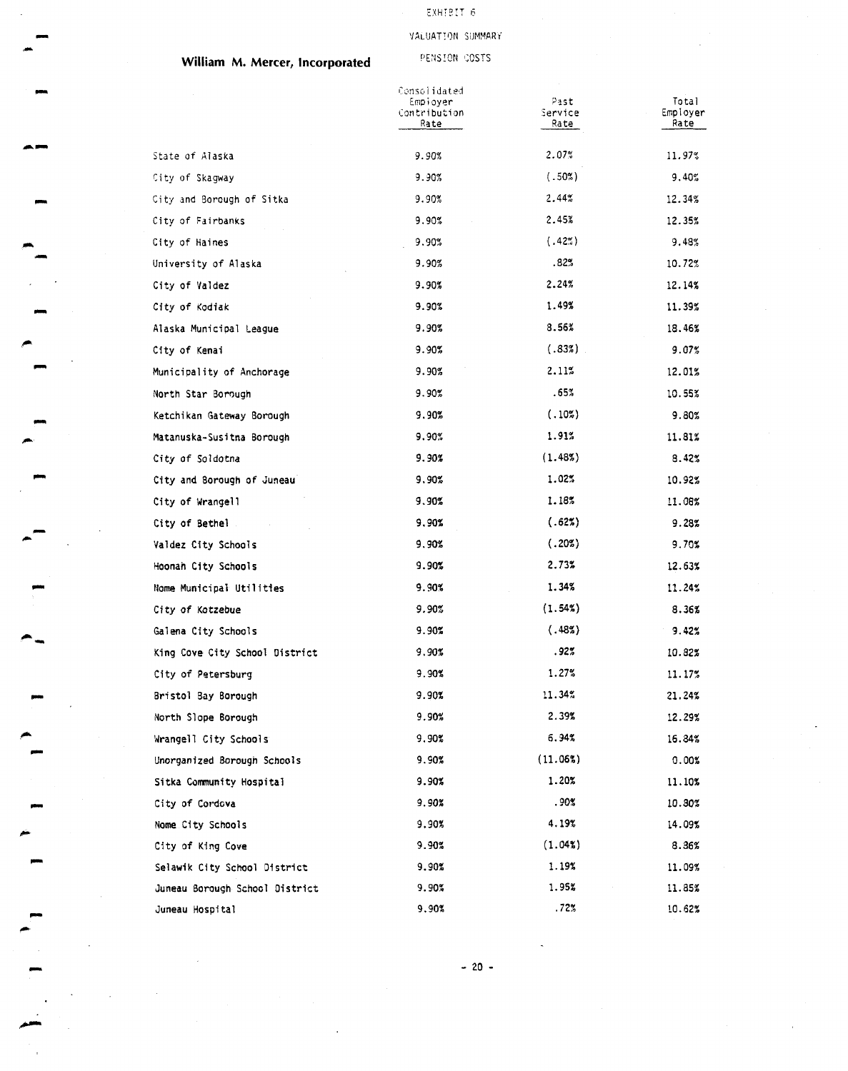William M. Mercer, Incorporated

# EXHIBIT 6

## VALUATION SUMMARY

### PENSION COSTS

| | Consolidated Employer Contribution Rate | Past Service Rate | Total Employer Rate |
|---|---|---|---|
| State of Alaska | 9.90% | 2.07% | 11.97% |
| City of Skagway | 9.90% | (.50%) | 9.40% |
| City and Borough of Sitka | 9.90% | 2.44% | 12.34% |
| City of Fairbanks | 9.90% | 2.45% | 12.35% |
| City of Haines | 9.90% | (.42%) | 9.48% |
| University of Alaska | 9.90% | .82% | 10.72% |
| City of Valdez | 9.90% | 2.24% | 12.14% |
| City of Kodiak | 9.90% | 1.49% | 11.39% |
| Alaska Municipal League | 9.90% | 8.56% | 18.46% |
| City of Kenai | 9.90% | (.83%) | 9.07% |
| Municipality of Anchorage | 9.90% | 2.11% | 12.01% |
| North Star Borough | 9.90% | .65% | 10.55% |
| Ketchikan Gateway Borough | 9.90% | (.10%) | 9.80% |
| Matanuska-Susitna Borough | 9.90% | 1.91% | 11.81% |
| City of Soldotna | 9.90% | (1.48%) | 8.42% |
| City and Borough of Juneau | 9.90% | 1.02% | 10.92% |
| City of Wrangell | 9.90% | 1.18% | 11.08% |
| City of Bethel | 9.90% | (.62%) | 9.28% |
| Valdez City Schools | 9.90% | (.20%) | 9.70% |
| Hoonah City Schools | 9.90% | 2.73% | 12.63% |
| Nome Municipal Utilities | 9.90% | 1.34% | 11.24% |
| City of Kotzebue | 9.90% | (1.54%) | 8.36% |
| Galena City Schools | 9.90% | (.48%) | 9.42% |
| King Cove City School District | 9.90% | .92% | 10.82% |
| City of Petersburg | 9.90% | 1.27% | 11.17% |
| Bristol Bay Borough | 9.90% | 11.34% | 21.24% |
| North Slope Borough | 9.90% | 2.39% | 12.29% |
| Wrangell City Schools | 9.90% | 6.94% | 16.84% |
| Unorganized Borough Schools | 9.90% | (11.06%) | 0.00% |
| Sitka Community Hospital | 9.90% | 1.20% | 11.10% |
| City of Cordova | 9.90% | .90% | 10.80% |
| Nome City Schools | 9.90% | 4.19% | 14.09% |
| City of King Cove | 9.90% | (1.04%) | 8.86% |
| Selawik City School District | 9.90% | 1.19% | 11.09% |
| Juneau Borough School District | 9.90% | 1.95% | 11.85% |
| Juneau Hospital | 9.90% | .72% | 10.62% |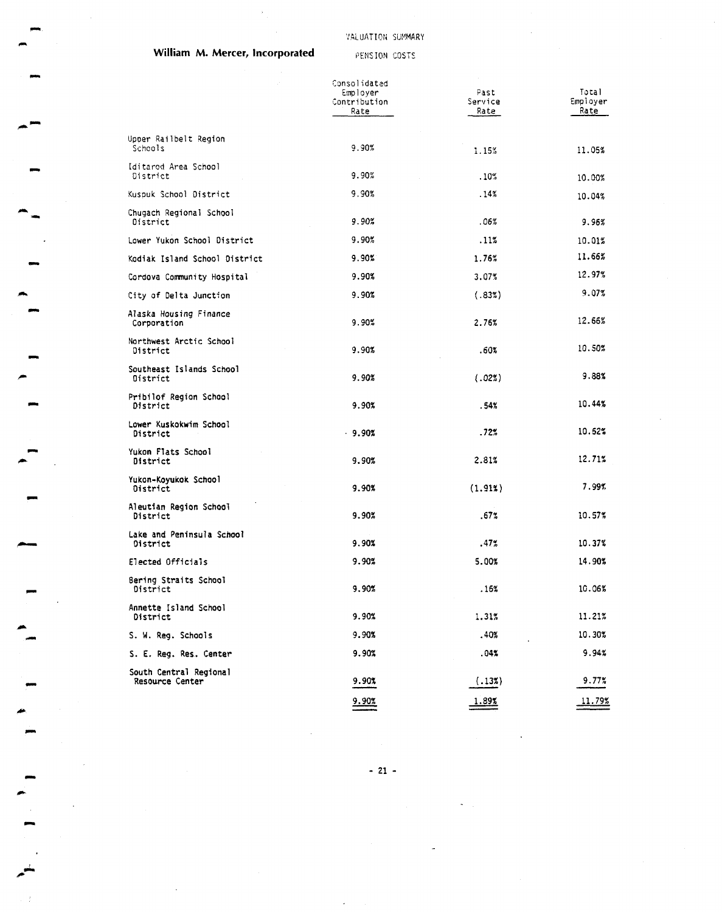**William M. Mercer, Incorporated**

VALUATION SUMMARY

PENSION COSTS

| | Consolidated Employer Contribution Rate | Past Service Rate | Total Employer Rate |
|---|---|---|---|
| Upper Railbelt Region Schools | 9.90% | 1.15% | 11.05% |
| Iditarod Area School District | 9.90% | .10% | 10.00% |
| Kuspuk School District | 9.90% | .14% | 10.04% |
| Chugach Regional School District | 9.90% | .06% | 9.96% |
| Lower Yukon School District | 9.90% | .11% | 10.01% |
| Kodiak Island School District | 9.90% | 1.76% | 11.66% |
| Cordova Community Hospital | 9.90% | 3.07% | 12.97% |
| City of Delta Junction | 9.90% | (.83%) | 9.07% |
| Alaska Housing Finance Corporation | 9.90% | 2.76% | 12.66% |
| Northwest Arctic School District | 9.90% | .60% | 10.50% |
| Southeast Islands School District | 9.90% | (.02%) | 9.88% |
| Pribilof Region School District | 9.90% | .54% | 10.44% |
| Lower Kuskokwim School District | 9.90% | .72% | 10.62% |
| Yukon Flats School District | 9.90% | 2.81% | 12.71% |
| Yukon-Koyukok School District | 9.90% | (1.91%) | 7.99% |
| Aleutian Region School District | 9.90% | .67% | 10.57% |
| Lake and Peninsula School District | 9.90% | .47% | 10.37% |
| Elected Officials | 9.90% | 5.00% | 14.90% |
| Bering Straits School District | 9.90% | .16% | 10.06% |
| Annette Island School District | 9.90% | 1.31% | 11.21% |
| S. W. Reg. Schools | 9.90% | .40% | 10.30% |
| S. E. Reg. Res. Center | 9.90% | .04% | 9.94% |
| South Central Regional Resource Center | 9.90% | (.13%) | 9.77% |
| | 9.90% | 1.89% | 11.79% |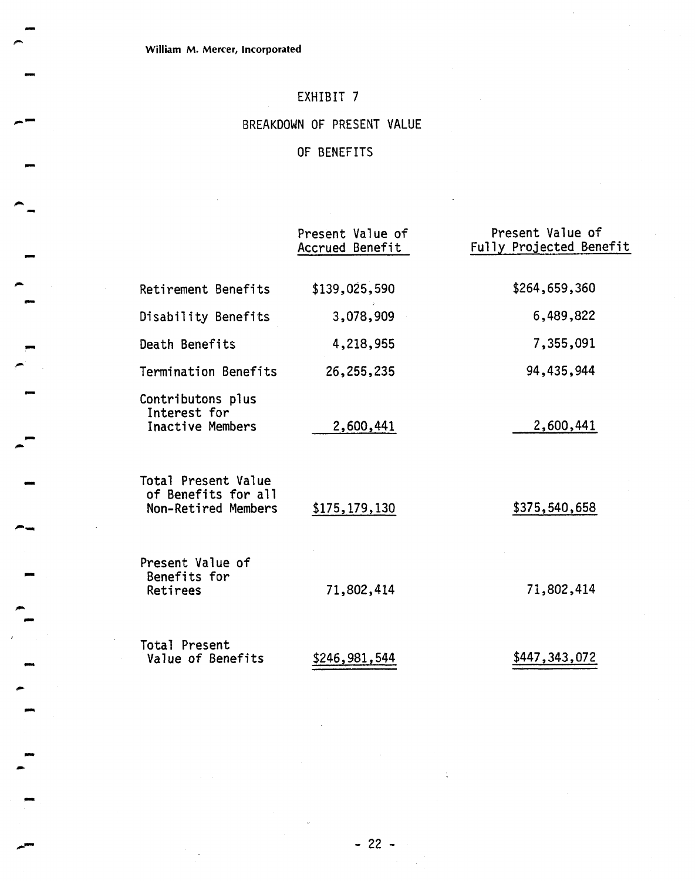William M. Mercer, Incorporated

# EXHIBIT 7

## BREAKDOWN OF PRESENT VALUE OF BENEFITS

| | Present Value of Accrued Benefit | Present Value of Fully Projected Benefit |
|---|---|---|
| Retirement Benefits | $139,025,590 | $264,659,360 |
| Disability Benefits | 3,078,909 | 6,489,822 |
| Death Benefits | 4,218,955 | 7,355,091 |
| Termination Benefits | 26,255,235 | 94,435,944 |
| Contributons plus Interest for Inactive Members | 2,600,441 | 2,600,441 |
| Total Present Value of Benefits for all Non-Retired Members | $175,179,130 | $375,540,658 |
| Present Value of Benefits for Retirees | 71,802,414 | 71,802,414 |
| Total Present Value of Benefits | $246,981,544 | $447,343,072 |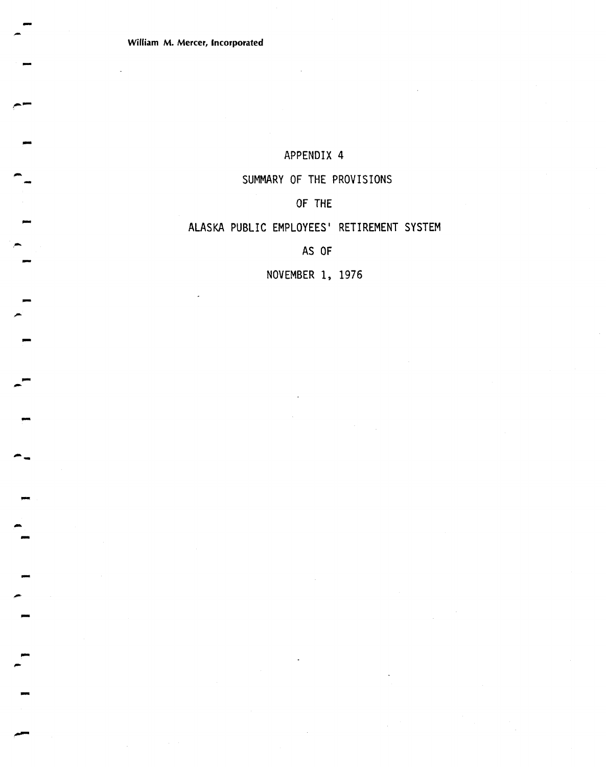# APPENDIX 4

## SUMMARY OF THE PROVISIONS

## OF THE

## ALASKA PUBLIC EMPLOYEES' RETIREMENT SYSTEM

## AS OF

## NOVEMBER 1, 1976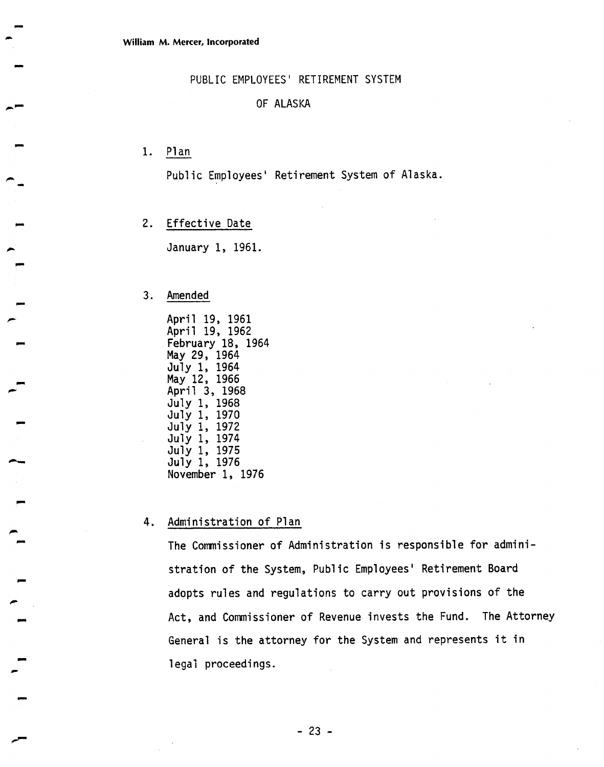William M. Mercer, Incorporated

# PUBLIC EMPLOYEES' RETIREMENT SYSTEM

# OF ALASKA

1. Plan

   Public Employees' Retirement System of Alaska.

2. Effective Date

   January 1, 1961.

3. Amended

   April 19, 1961
   April 19, 1962
   February 18, 1964
   May 29, 1964
   July 1, 1964
   May 12, 1966
   April 3, 1968
   July 1, 1968
   July 1, 1970
   July 1, 1972
   July 1, 1974
   July 1, 1975
   July 1, 1976
   November 1, 1976

4. Administration of Plan

   The Commissioner of Administration is responsible for administration of the System, Public Employees' Retirement Board adopts rules and regulations to carry out provisions of the Act, and Commissioner of Revenue invests the Fund. The Attorney General is the attorney for the System and represents it in legal proceedings.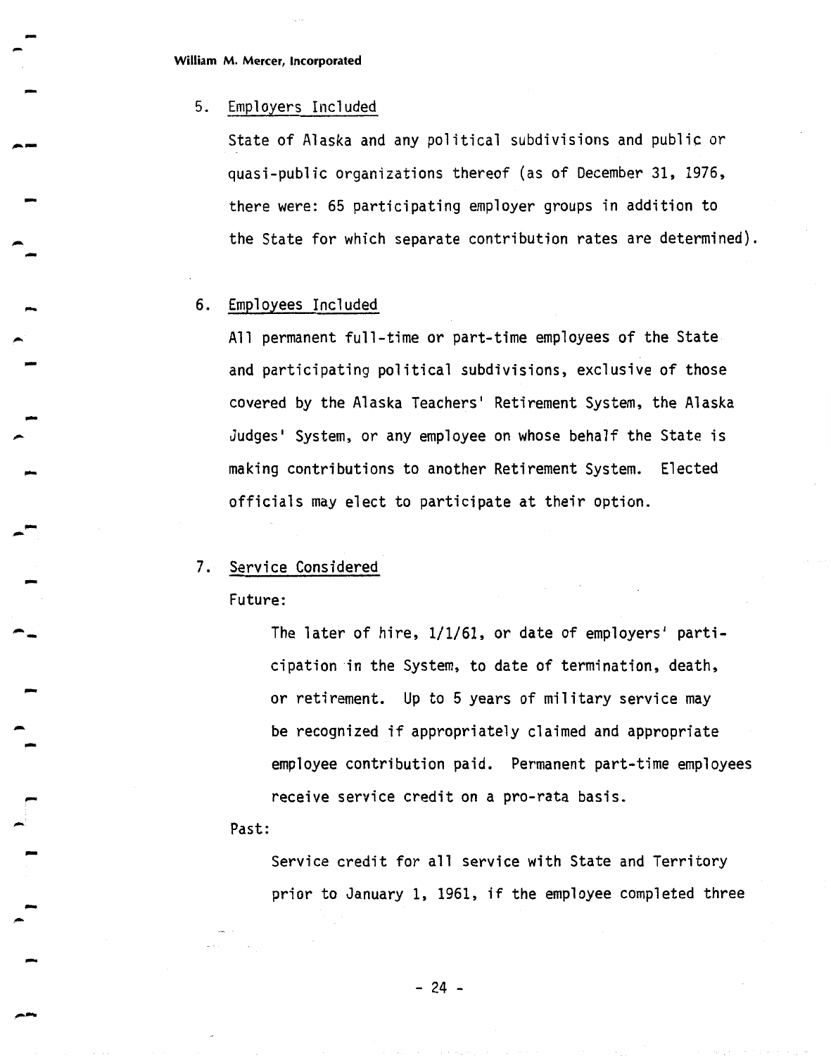5. Employers Included

   State of Alaska and any political subdivisions and public or quasi-public organizations thereof (as of December 31, 1976, there were: 65 participating employer groups in addition to the State for which separate contribution rates are determined).

6. Employees Included

   All permanent full-time or part-time employees of the State and participating political subdivisions, exclusive of those covered by the Alaska Teachers' Retirement System, the Alaska Judges' System, or any employee on whose behalf the State is making contributions to another Retirement System. Elected officials may elect to participate at their option.

7. Service Considered

   Future:

   The later of hire, 1/1/61, or date of employers' participation in the System, to date of termination, death, or retirement. Up to 5 years of military service may be recognized if appropriately claimed and appropriate employee contribution paid. Permanent part-time employees receive service credit on a pro-rata basis.

   Past:

   Service credit for all service with State and Territory prior to January 1, 1961, if the employee completed three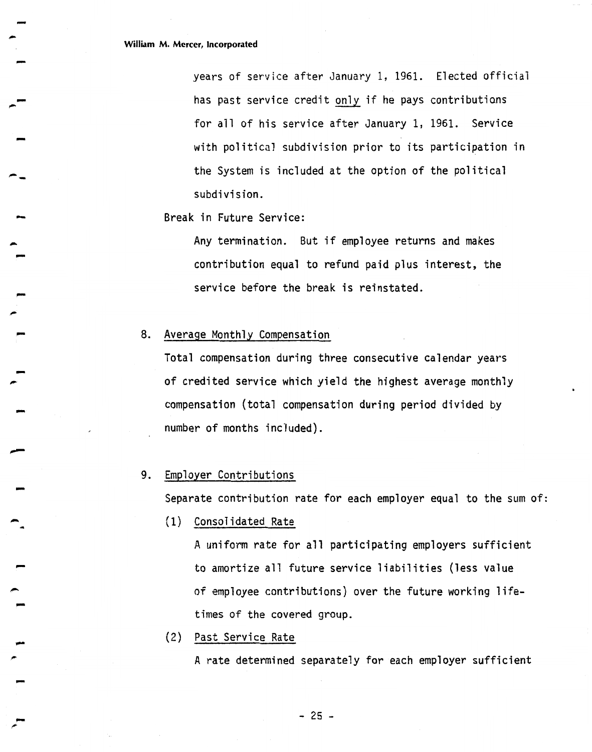years of service after January 1, 1961. Elected official has past service credit only if he pays contributions for all of his service after January 1, 1961. Service with political subdivision prior to its participation in the System is included at the option of the political subdivision.

Break in Future Service:

Any termination. But if employee returns and makes contribution equal to refund paid plus interest, the service before the break is reinstated.

8. Average Monthly Compensation

Total compensation during three consecutive calendar years of credited service which yield the highest average monthly compensation (total compensation during period divided by number of months included).

9. Employer Contributions

Separate contribution rate for each employer equal to the sum of:

(1) Consolidated Rate

A uniform rate for all participating employers sufficient to amortize all future service liabilities (less value of employee contributions) over the future working lifetimes of the covered group.

(2) Past Service Rate

A rate determined separately for each employer sufficient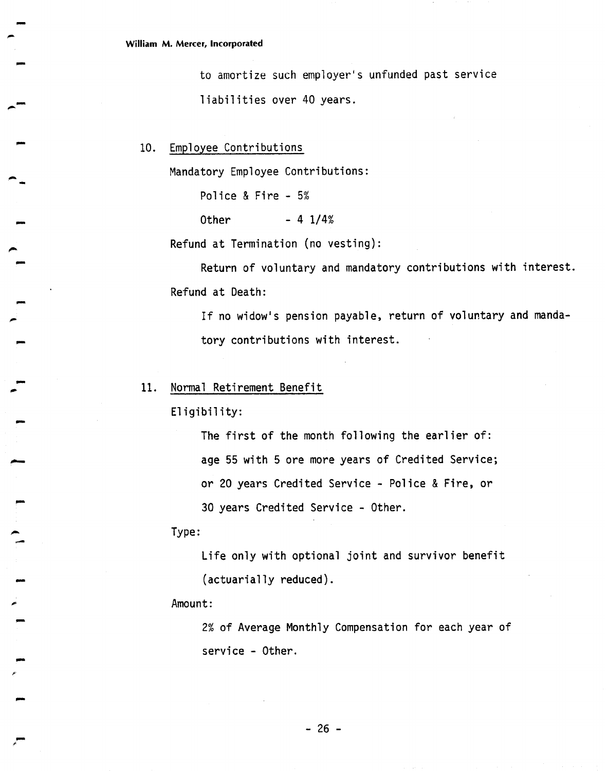to amortize such employer's unfunded past service liabilities over 40 years.

10. Employee Contributions

    Mandatory Employee Contributions:

    Police & Fire - 5%

    Other - 4 1/4%

    Refund at Termination (no vesting):

    Return of voluntary and mandatory contributions with interest.

    Refund at Death:

    If no widow's pension payable, return of voluntary and mandatory contributions with interest.

11. Normal Retirement Benefit

    Eligibility:

    The first of the month following the earlier of: age 55 with 5 ore more years of Credited Service; or 20 years Credited Service - Police & Fire, or 30 years Credited Service - Other.

    Type:

    Life only with optional joint and survivor benefit (actuarially reduced).

    Amount:

    2% of Average Monthly Compensation for each year of service - Other.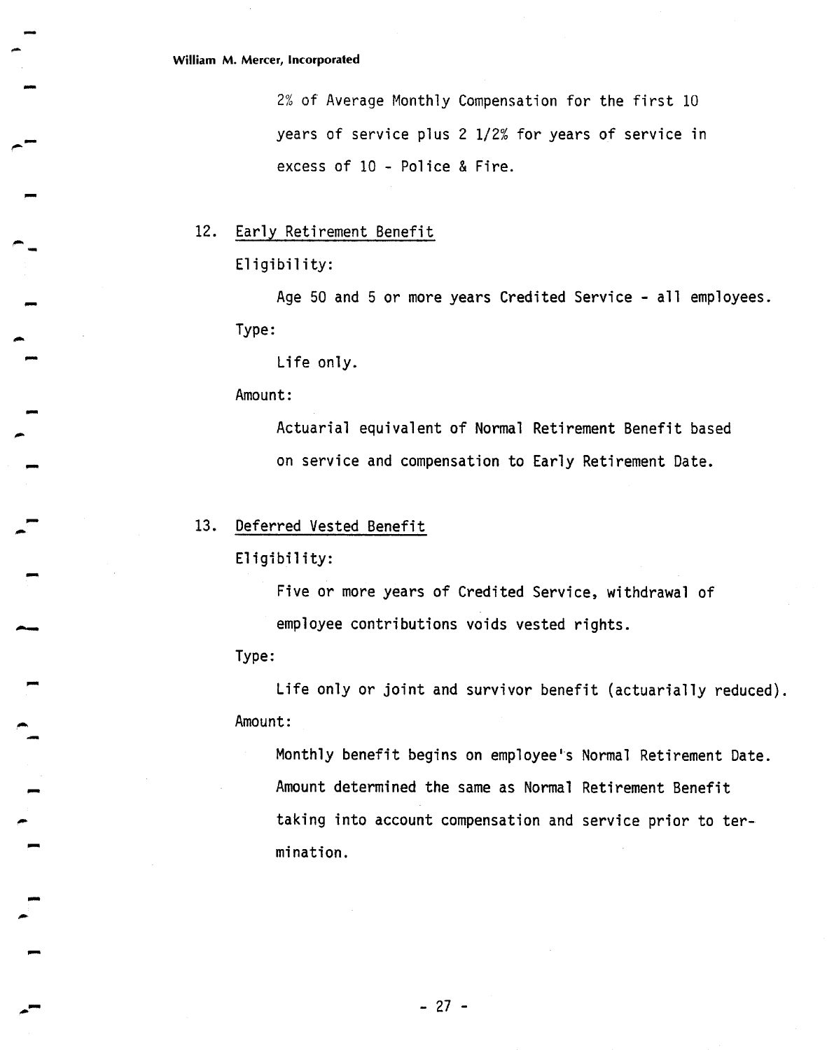2% of Average Monthly Compensation for the first 10 years of service plus 2 1/2% for years of service in excess of 10 - Police & Fire.

12. Early Retirement Benefit

    Eligibility:

    Age 50 and 5 or more years Credited Service - all employees.

    Type:

    Life only.

    Amount:

    Actuarial equivalent of Normal Retirement Benefit based on service and compensation to Early Retirement Date.

13. Deferred Vested Benefit

    Eligibility:

    Five or more years of Credited Service, withdrawal of employee contributions voids vested rights.

    Type:

    Life only or joint and survivor benefit (actuarially reduced).

    Amount:

    Monthly benefit begins on employee's Normal Retirement Date. Amount determined the same as Normal Retirement Benefit taking into account compensation and service prior to termination.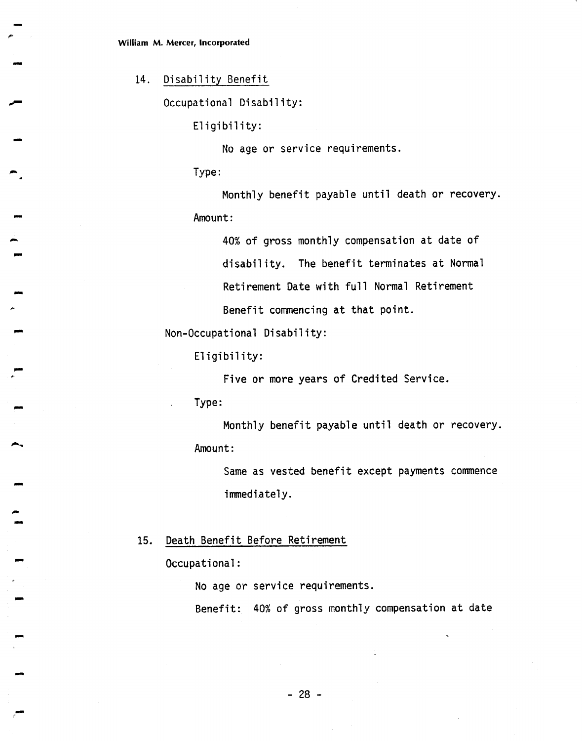14. Disability Benefit

    Occupational Disability:

    Eligibility:

    No age or service requirements.

    Type:

    Monthly benefit payable until death or recovery.

    Amount:

    40% of gross monthly compensation at date of disability. The benefit terminates at Normal Retirement Date with full Normal Retirement Benefit commencing at that point.

    Non-Occupational Disability:

    Eligibility:

    Five or more years of Credited Service.

    Type:

    Monthly benefit payable until death or recovery.

    Amount:

    Same as vested benefit except payments commence immediately.

15. Death Benefit Before Retirement

    Occupational:

    No age or service requirements.

    Benefit: 40% of gross monthly compensation at date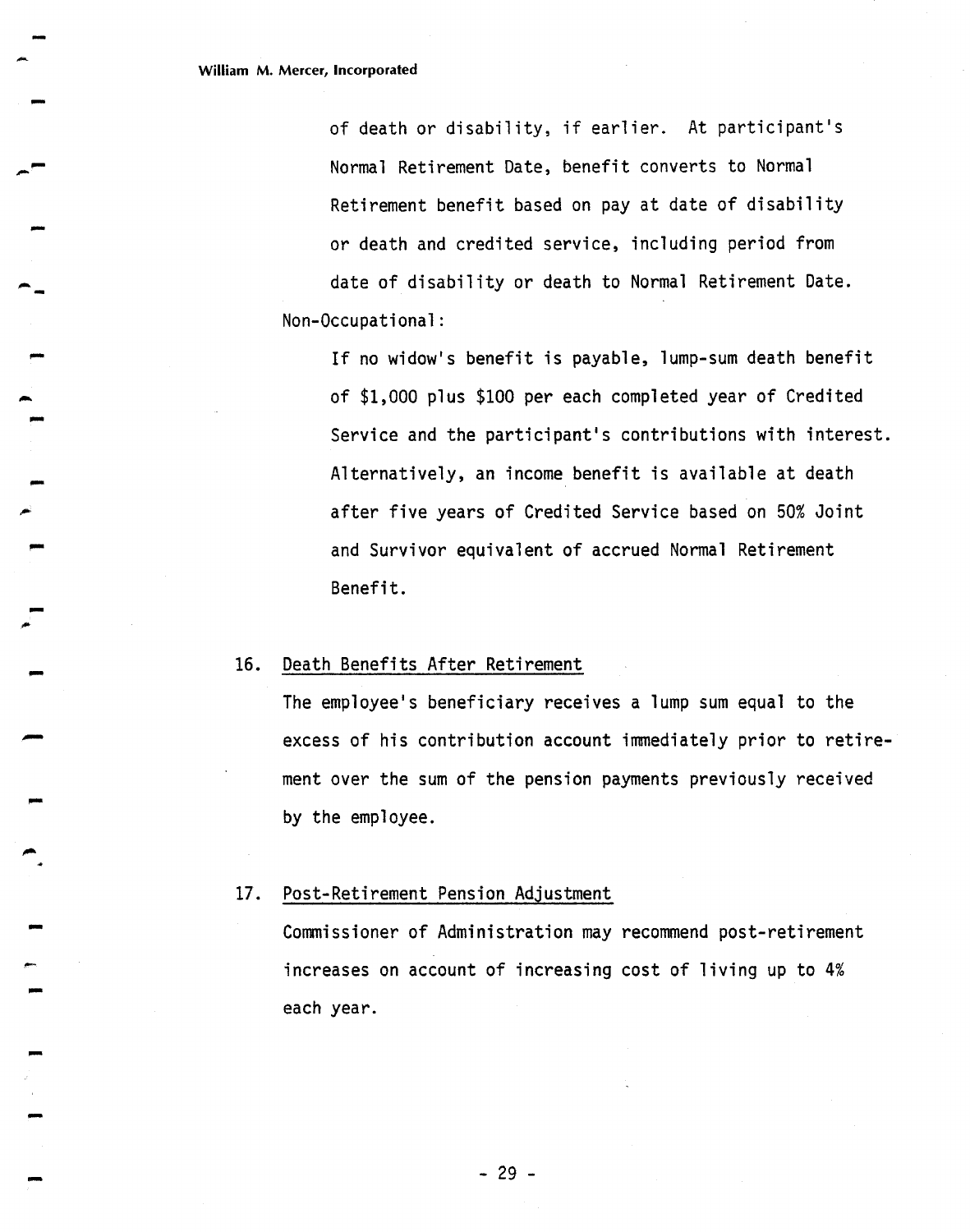of death or disability, if earlier. At participant's Normal Retirement Date, benefit converts to Normal Retirement benefit based on pay at date of disability or death and credited service, including period from date of disability or death to Normal Retirement Date.

Non-Occupational:

If no widow's benefit is payable, lump-sum death benefit of $1,000 plus $100 per each completed year of Credited Service and the participant's contributions with interest. Alternatively, an income benefit is available at death after five years of Credited Service based on 50% Joint and Survivor equivalent of accrued Normal Retirement Benefit.

16. <u>Death Benefits After Retirement</u>

The employee's beneficiary receives a lump sum equal to the excess of his contribution account immediately prior to retirement over the sum of the pension payments previously received by the employee.

17. <u>Post-Retirement Pension Adjustment</u>

Commissioner of Administration may recommend post-retirement increases on account of increasing cost of living up to 4% each year.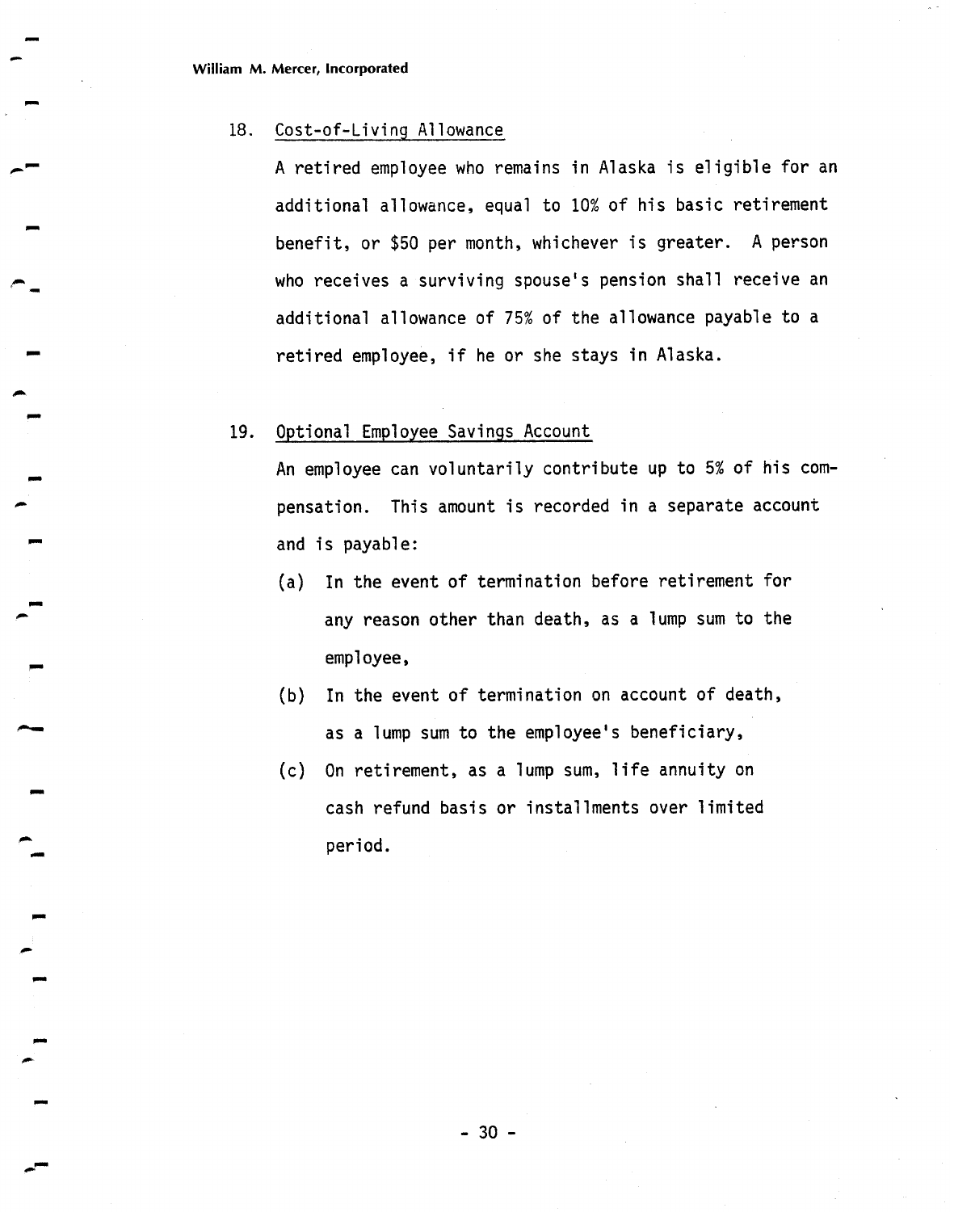18. Cost-of-Living Allowance

A retired employee who remains in Alaska is eligible for an additional allowance, equal to 10% of his basic retirement benefit, or $50 per month, whichever is greater. A person who receives a surviving spouse's pension shall receive an additional allowance of 75% of the allowance payable to a retired employee, if he or she stays in Alaska.

19. Optional Employee Savings Account

An employee can voluntarily contribute up to 5% of his compensation. This amount is recorded in a separate account and is payable:

(a) In the event of termination before retirement for any reason other than death, as a lump sum to the employee,

(b) In the event of termination on account of death, as a lump sum to the employee's beneficiary,

(c) On retirement, as a lump sum, life annuity on cash refund basis or installments over limited period.